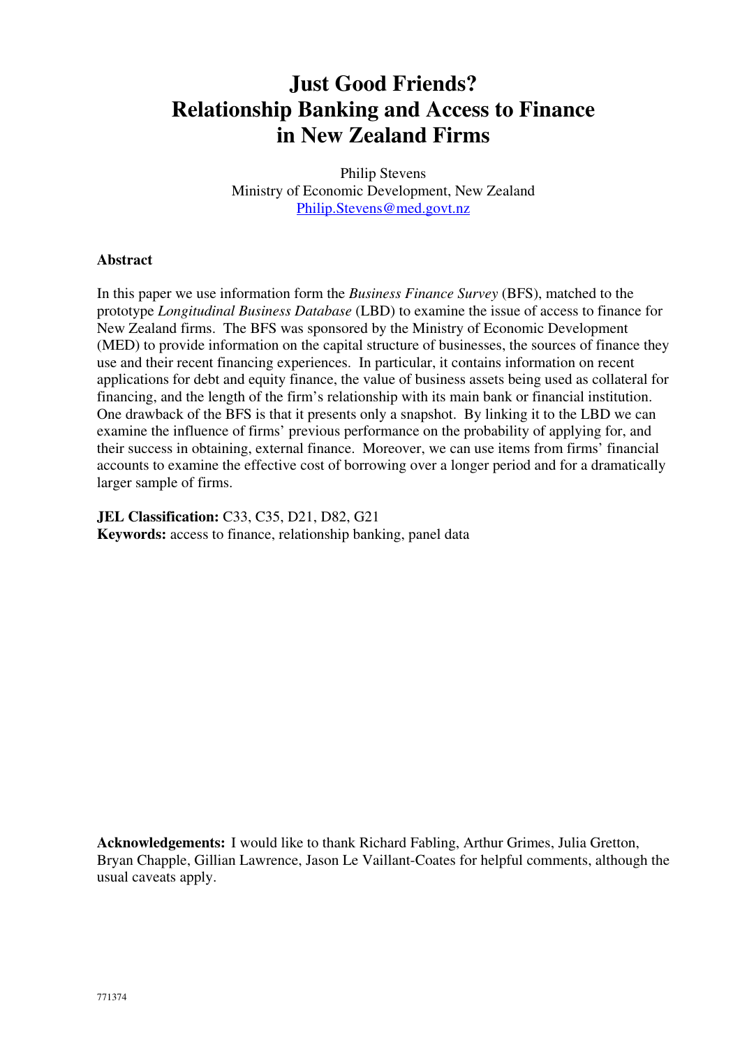# Just Good Friends? Relationship Banking and Access to Finance in New Zealand Firms

Philip Stevens  
Ministry of Economic Development, New Zealand  
Philip.Stevens@med.govt.nz

## Abstract

In this paper we use information form the *Business Finance Survey* (BFS), matched to the prototype *Longitudinal Business Database* (LBD) to examine the issue of access to finance for New Zealand firms. The BFS was sponsored by the Ministry of Economic Development (MED) to provide information on the capital structure of businesses, the sources of finance they use and their recent financing experiences. In particular, it contains information on recent applications for debt and equity finance, the value of business assets being used as collateral for financing, and the length of the firm's relationship with its main bank or financial institution. One drawback of the BFS is that it presents only a snapshot. By linking it to the LBD we can examine the influence of firms' previous performance on the probability of applying for, and their success in obtaining, external finance. Moreover, we can use items from firms' financial accounts to examine the effective cost of borrowing over a longer period and for a dramatically larger sample of firms.

**JEL Classification:** C33, C35, D21, D82, G21  
**Keywords:** access to finance, relationship banking, panel data

**Acknowledgements:** I would like to thank Richard Fabling, Arthur Grimes, Julia Gretton, Bryan Chapple, Gillian Lawrence, Jason Le Vaillant-Coates for helpful comments, although the usual caveats apply.

771374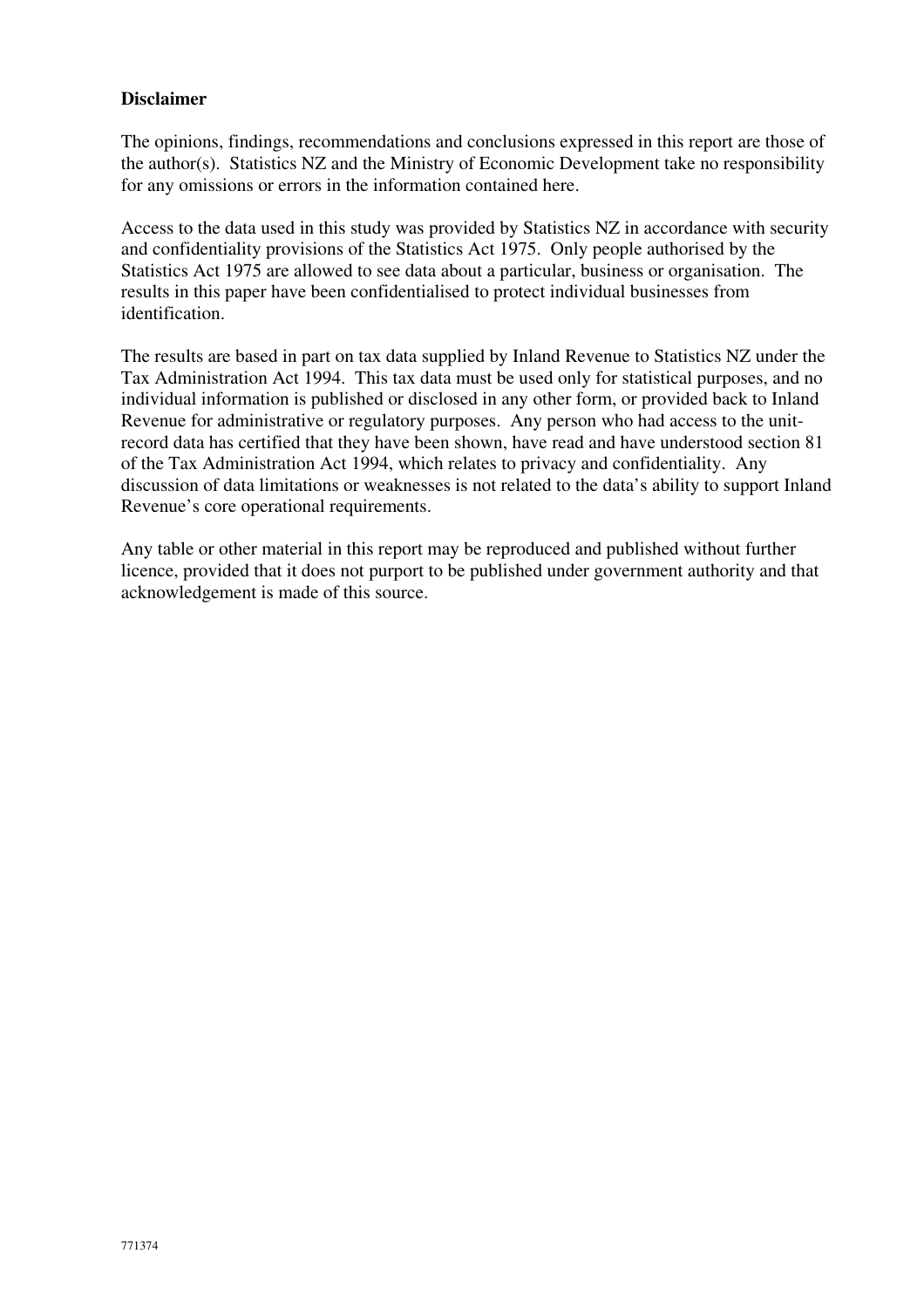**Disclaimer**

The opinions, findings, recommendations and conclusions expressed in this report are those of the author(s). Statistics NZ and the Ministry of Economic Development take no responsibility for any omissions or errors in the information contained here.

Access to the data used in this study was provided by Statistics NZ in accordance with security and confidentiality provisions of the Statistics Act 1975. Only people authorised by the Statistics Act 1975 are allowed to see data about a particular, business or organisation. The results in this paper have been confidentialised to protect individual businesses from identification.

The results are based in part on tax data supplied by Inland Revenue to Statistics NZ under the Tax Administration Act 1994. This tax data must be used only for statistical purposes, and no individual information is published or disclosed in any other form, or provided back to Inland Revenue for administrative or regulatory purposes. Any person who had access to the unit-record data has certified that they have been shown, have read and have understood section 81 of the Tax Administration Act 1994, which relates to privacy and confidentiality. Any discussion of data limitations or weaknesses is not related to the data's ability to support Inland Revenue's core operational requirements.

Any table or other material in this report may be reproduced and published without further licence, provided that it does not purport to be published under government authority and that acknowledgement is made of this source.

771374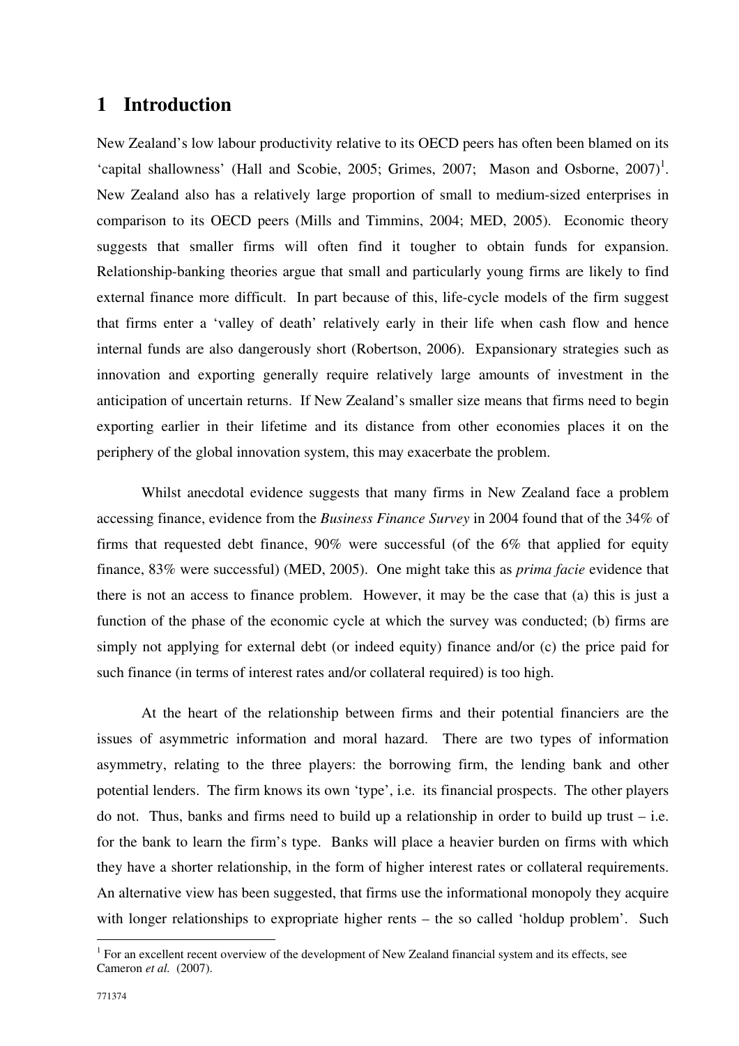# 1 Introduction

New Zealand's low labour productivity relative to its OECD peers has often been blamed on its 'capital shallowness' (Hall and Scobie, 2005; Grimes, 2007; Mason and Osborne, 2007)[1]. New Zealand also has a relatively large proportion of small to medium-sized enterprises in comparison to its OECD peers (Mills and Timmins, 2004; MED, 2005). Economic theory suggests that smaller firms will often find it tougher to obtain funds for expansion. Relationship-banking theories argue that small and particularly young firms are likely to find external finance more difficult. In part because of this, life-cycle models of the firm suggest that firms enter a 'valley of death' relatively early in their life when cash flow and hence internal funds are also dangerously short (Robertson, 2006). Expansionary strategies such as innovation and exporting generally require relatively large amounts of investment in the anticipation of uncertain returns. If New Zealand's smaller size means that firms need to begin exporting earlier in their lifetime and its distance from other economies places it on the periphery of the global innovation system, this may exacerbate the problem.

Whilst anecdotal evidence suggests that many firms in New Zealand face a problem accessing finance, evidence from the *Business Finance Survey* in 2004 found that of the 34% of firms that requested debt finance, 90% were successful (of the 6% that applied for equity finance, 83% were successful) (MED, 2005). One might take this as *prima facie* evidence that there is not an access to finance problem. However, it may be the case that (a) this is just a function of the phase of the economic cycle at which the survey was conducted; (b) firms are simply not applying for external debt (or indeed equity) finance and/or (c) the price paid for such finance (in terms of interest rates and/or collateral required) is too high.

At the heart of the relationship between firms and their potential financiers are the issues of asymmetric information and moral hazard. There are two types of information asymmetry, relating to the three players: the borrowing firm, the lending bank and other potential lenders. The firm knows its own 'type', i.e. its financial prospects. The other players do not. Thus, banks and firms need to build up a relationship in order to build up trust – i.e. for the bank to learn the firm's type. Banks will place a heavier burden on firms with which they have a shorter relationship, in the form of higher interest rates or collateral requirements. An alternative view has been suggested, that firms use the informational monopoly they acquire with longer relationships to expropriate higher rents – the so called 'holdup problem'. Such

[1] For an excellent recent overview of the development of New Zealand financial system and its effects, see Cameron *et al.* (2007).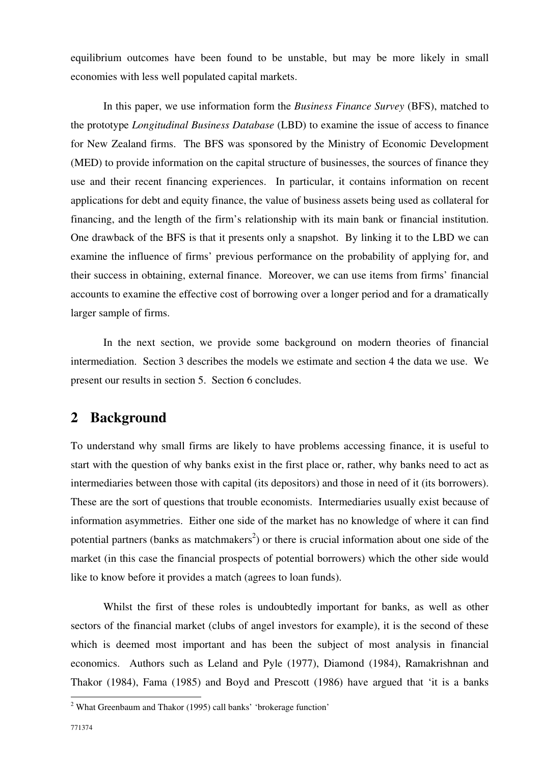equilibrium outcomes have been found to be unstable, but may be more likely in small economies with less well populated capital markets.

In this paper, we use information form the *Business Finance Survey* (BFS), matched to the prototype *Longitudinal Business Database* (LBD) to examine the issue of access to finance for New Zealand firms. The BFS was sponsored by the Ministry of Economic Development (MED) to provide information on the capital structure of businesses, the sources of finance they use and their recent financing experiences. In particular, it contains information on recent applications for debt and equity finance, the value of business assets being used as collateral for financing, and the length of the firm's relationship with its main bank or financial institution. One drawback of the BFS is that it presents only a snapshot. By linking it to the LBD we can examine the influence of firms' previous performance on the probability of applying for, and their success in obtaining, external finance. Moreover, we can use items from firms' financial accounts to examine the effective cost of borrowing over a longer period and for a dramatically larger sample of firms.

In the next section, we provide some background on modern theories of financial intermediation. Section 3 describes the models we estimate and section 4 the data we use. We present our results in section 5. Section 6 concludes.

## 2 Background

To understand why small firms are likely to have problems accessing finance, it is useful to start with the question of why banks exist in the first place or, rather, why banks need to act as intermediaries between those with capital (its depositors) and those in need of it (its borrowers). These are the sort of questions that trouble economists. Intermediaries usually exist because of information asymmetries. Either one side of the market has no knowledge of where it can find potential partners (banks as matchmakers[2]) or there is crucial information about one side of the market (in this case the financial prospects of potential borrowers) which the other side would like to know before it provides a match (agrees to loan funds).

Whilst the first of these roles is undoubtedly important for banks, as well as other sectors of the financial market (clubs of angel investors for example), it is the second of these which is deemed most important and has been the subject of most analysis in financial economics. Authors such as Leland and Pyle (1977), Diamond (1984), Ramakrishnan and Thakor (1984), Fama (1985) and Boyd and Prescott (1986) have argued that 'it is a banks

[2] What Greenbaum and Thakor (1995) call banks' 'brokerage function'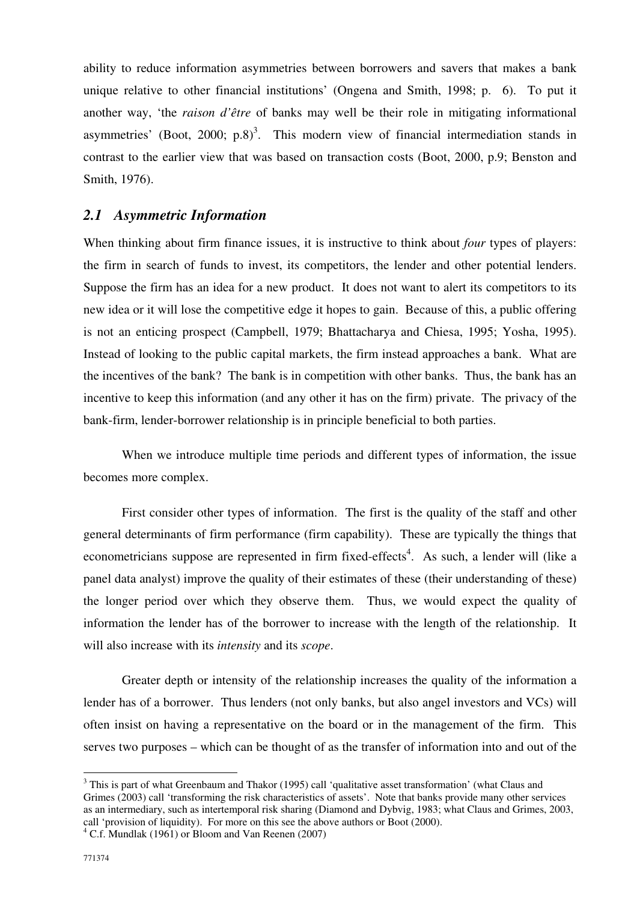ability to reduce information asymmetries between borrowers and savers that makes a bank unique relative to other financial institutions' (Ongena and Smith, 1998; p. 6). To put it another way, 'the *raison d'être* of banks may well be their role in mitigating informational asymmetries' (Boot, 2000; p.8)[3]. This modern view of financial intermediation stands in contrast to the earlier view that was based on transaction costs (Boot, 2000, p.9; Benston and Smith, 1976).

## *2.1 Asymmetric Information*

When thinking about firm finance issues, it is instructive to think about *four* types of players: the firm in search of funds to invest, its competitors, the lender and other potential lenders. Suppose the firm has an idea for a new product. It does not want to alert its competitors to its new idea or it will lose the competitive edge it hopes to gain. Because of this, a public offering is not an enticing prospect (Campbell, 1979; Bhattacharya and Chiesa, 1995; Yosha, 1995). Instead of looking to the public capital markets, the firm instead approaches a bank. What are the incentives of the bank? The bank is in competition with other banks. Thus, the bank has an incentive to keep this information (and any other it has on the firm) private. The privacy of the bank-firm, lender-borrower relationship is in principle beneficial to both parties.

When we introduce multiple time periods and different types of information, the issue becomes more complex.

First consider other types of information. The first is the quality of the staff and other general determinants of firm performance (firm capability). These are typically the things that econometricians suppose are represented in firm fixed-effects[4]. As such, a lender will (like a panel data analyst) improve the quality of their estimates of these (their understanding of these) the longer period over which they observe them. Thus, we would expect the quality of information the lender has of the borrower to increase with the length of the relationship. It will also increase with its *intensity* and its *scope*.

Greater depth or intensity of the relationship increases the quality of the information a lender has of a borrower. Thus lenders (not only banks, but also angel investors and VCs) will often insist on having a representative on the board or in the management of the firm. This serves two purposes – which can be thought of as the transfer of information into and out of the

---

[3] This is part of what Greenbaum and Thakor (1995) call 'qualitative asset transformation' (what Claus and Grimes (2003) call 'transforming the risk characteristics of assets'. Note that banks provide many other services as an intermediary, such as intertemporal risk sharing (Diamond and Dybvig, 1983; what Claus and Grimes, 2003, call 'provision of liquidity). For more on this see the above authors or Boot (2000).

[4] C.f. Mundlak (1961) or Bloom and Van Reenen (2007)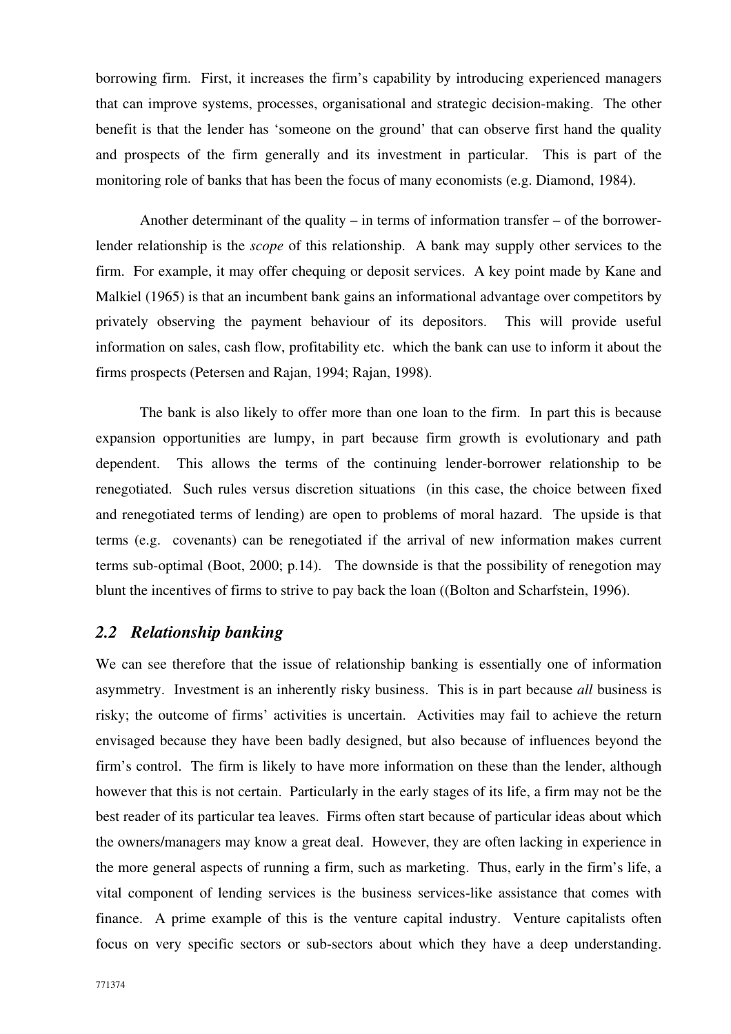borrowing firm. First, it increases the firm's capability by introducing experienced managers that can improve systems, processes, organisational and strategic decision-making. The other benefit is that the lender has 'someone on the ground' that can observe first hand the quality and prospects of the firm generally and its investment in particular. This is part of the monitoring role of banks that has been the focus of many economists (e.g. Diamond, 1984).

Another determinant of the quality – in terms of information transfer – of the borrower-lender relationship is the *scope* of this relationship. A bank may supply other services to the firm. For example, it may offer chequing or deposit services. A key point made by Kane and Malkiel (1965) is that an incumbent bank gains an informational advantage over competitors by privately observing the payment behaviour of its depositors. This will provide useful information on sales, cash flow, profitability etc. which the bank can use to inform it about the firms prospects (Petersen and Rajan, 1994; Rajan, 1998).

The bank is also likely to offer more than one loan to the firm. In part this is because expansion opportunities are lumpy, in part because firm growth is evolutionary and path dependent. This allows the terms of the continuing lender-borrower relationship to be renegotiated. Such rules versus discretion situations (in this case, the choice between fixed and renegotiated terms of lending) are open to problems of moral hazard. The upside is that terms (e.g. covenants) can be renegotiated if the arrival of new information makes current terms sub-optimal (Boot, 2000; p.14). The downside is that the possibility of renegotion may blunt the incentives of firms to strive to pay back the loan ((Bolton and Scharfstein, 1996).

## *2.2 Relationship banking*

We can see therefore that the issue of relationship banking is essentially one of information asymmetry. Investment is an inherently risky business. This is in part because *all* business is risky; the outcome of firms' activities is uncertain. Activities may fail to achieve the return envisaged because they have been badly designed, but also because of influences beyond the firm's control. The firm is likely to have more information on these than the lender, although however that this is not certain. Particularly in the early stages of its life, a firm may not be the best reader of its particular tea leaves. Firms often start because of particular ideas about which the owners/managers may know a great deal. However, they are often lacking in experience in the more general aspects of running a firm, such as marketing. Thus, early in the firm's life, a vital component of lending services is the business services-like assistance that comes with finance. A prime example of this is the venture capital industry. Venture capitalists often focus on very specific sectors or sub-sectors about which they have a deep understanding.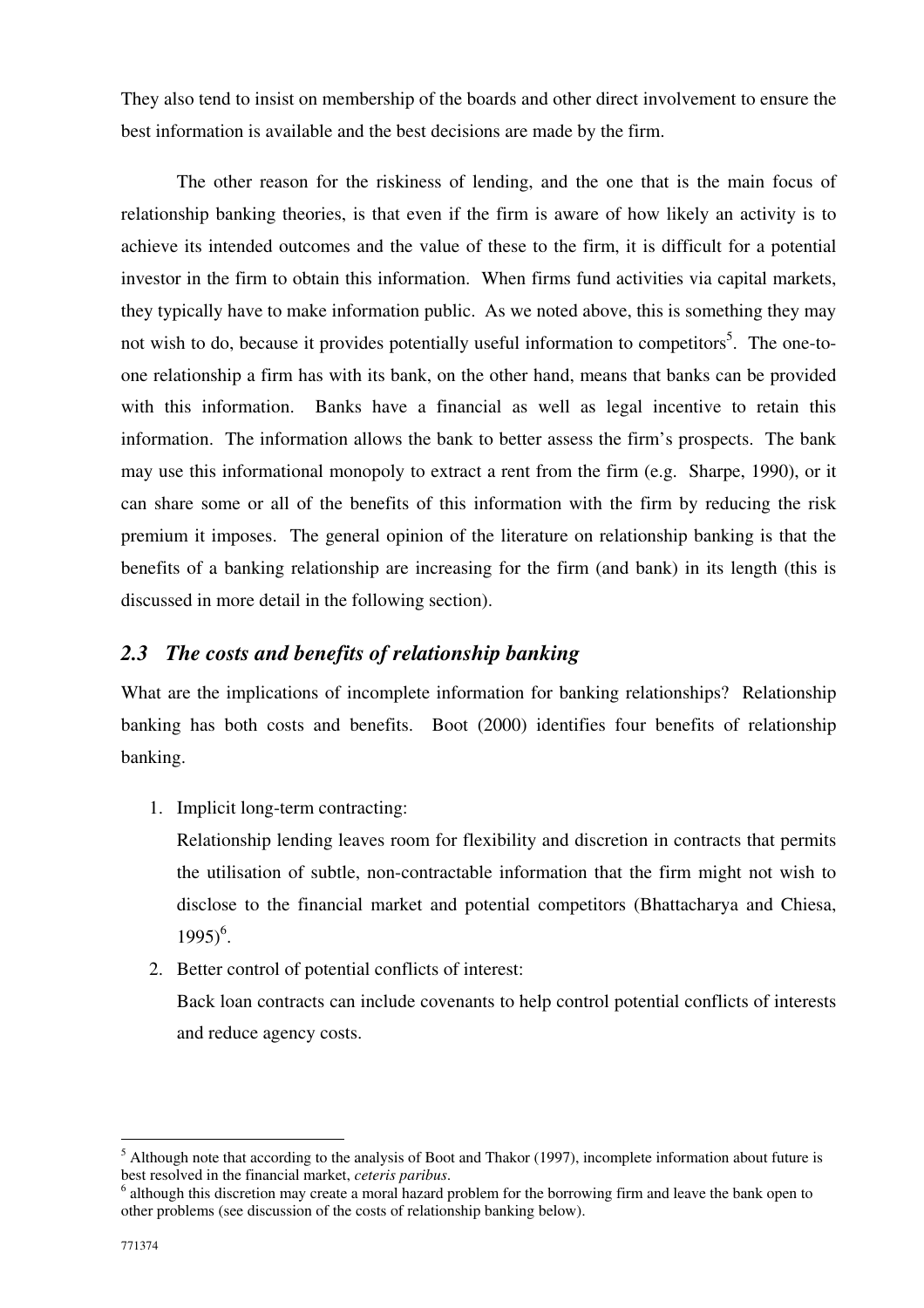They also tend to insist on membership of the boards and other direct involvement to ensure the best information is available and the best decisions are made by the firm.

The other reason for the riskiness of lending, and the one that is the main focus of relationship banking theories, is that even if the firm is aware of how likely an activity is to achieve its intended outcomes and the value of these to the firm, it is difficult for a potential investor in the firm to obtain this information. When firms fund activities via capital markets, they typically have to make information public. As we noted above, this is something they may not wish to do, because it provides potentially useful information to competitors[5]. The one-to-one relationship a firm has with its bank, on the other hand, means that banks can be provided with this information. Banks have a financial as well as legal incentive to retain this information. The information allows the bank to better assess the firm's prospects. The bank may use this informational monopoly to extract a rent from the firm (e.g. Sharpe, 1990), or it can share some or all of the benefits of this information with the firm by reducing the risk premium it imposes. The general opinion of the literature on relationship banking is that the benefits of a banking relationship are increasing for the firm (and bank) in its length (this is discussed in more detail in the following section).

## *2.3 The costs and benefits of relationship banking*

What are the implications of incomplete information for banking relationships? Relationship banking has both costs and benefits. Boot (2000) identifies four benefits of relationship banking.

1. Implicit long-term contracting:
   Relationship lending leaves room for flexibility and discretion in contracts that permits the utilisation of subtle, non-contractable information that the firm might not wish to disclose to the financial market and potential competitors (Bhattacharya and Chiesa, 1995)[6].
2. Better control of potential conflicts of interest:
   Back loan contracts can include covenants to help control potential conflicts of interests and reduce agency costs.

---

[5] Although note that according to the analysis of Boot and Thakor (1997), incomplete information about future is best resolved in the financial market, *ceteris paribus*.

[6] although this discretion may create a moral hazard problem for the borrowing firm and leave the bank open to other problems (see discussion of the costs of relationship banking below).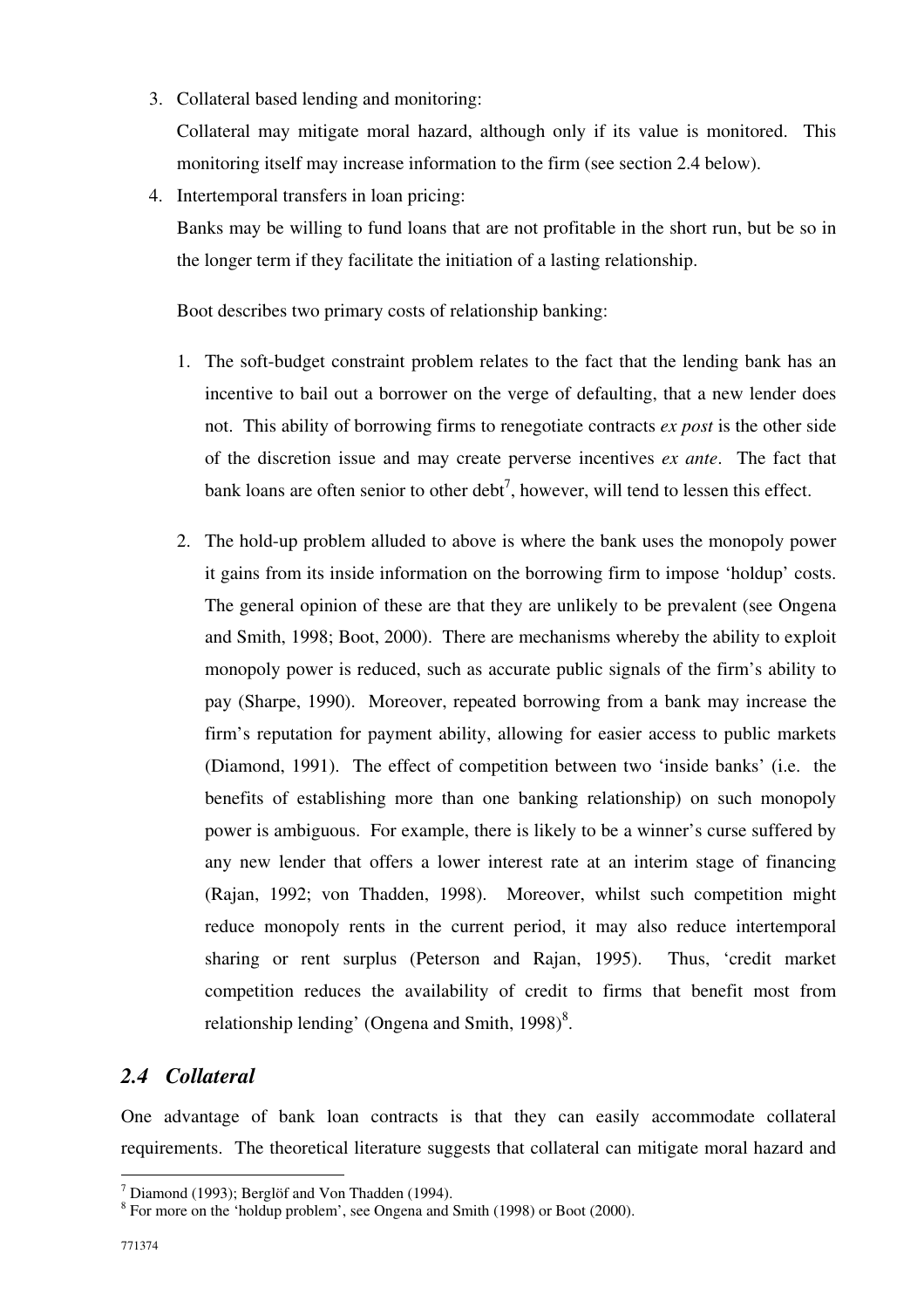3. Collateral based lending and monitoring:

   Collateral may mitigate moral hazard, although only if its value is monitored. This monitoring itself may increase information to the firm (see section 2.4 below).

4. Intertemporal transfers in loan pricing:

   Banks may be willing to fund loans that are not profitable in the short run, but be so in the longer term if they facilitate the initiation of a lasting relationship.

   Boot describes two primary costs of relationship banking:

   1. The soft-budget constraint problem relates to the fact that the lending bank has an incentive to bail out a borrower on the verge of defaulting, that a new lender does not. This ability of borrowing firms to renegotiate contracts *ex post* is the other side of the discretion issue and may create perverse incentives *ex ante*. The fact that bank loans are often senior to other debt[7], however, will tend to lessen this effect.

   2. The hold-up problem alluded to above is where the bank uses the monopoly power it gains from its inside information on the borrowing firm to impose 'holdup' costs. The general opinion of these are that they are unlikely to be prevalent (see Ongena and Smith, 1998; Boot, 2000). There are mechanisms whereby the ability to exploit monopoly power is reduced, such as accurate public signals of the firm's ability to pay (Sharpe, 1990). Moreover, repeated borrowing from a bank may increase the firm's reputation for payment ability, allowing for easier access to public markets (Diamond, 1991). The effect of competition between two 'inside banks' (i.e. the benefits of establishing more than one banking relationship) on such monopoly power is ambiguous. For example, there is likely to be a winner's curse suffered by any new lender that offers a lower interest rate at an interim stage of financing (Rajan, 1992; von Thadden, 1998). Moreover, whilst such competition might reduce monopoly rents in the current period, it may also reduce intertemporal sharing or rent surplus (Peterson and Rajan, 1995). Thus, 'credit market competition reduces the availability of credit to firms that benefit most from relationship lending' (Ongena and Smith, 1998)[8].

## 2.4 Collateral

One advantage of bank loan contracts is that they can easily accommodate collateral requirements. The theoretical literature suggests that collateral can mitigate moral hazard and

[7] Diamond (1993); Berglöf and Von Thadden (1994).

[8] For more on the 'holdup problem', see Ongena and Smith (1998) or Boot (2000).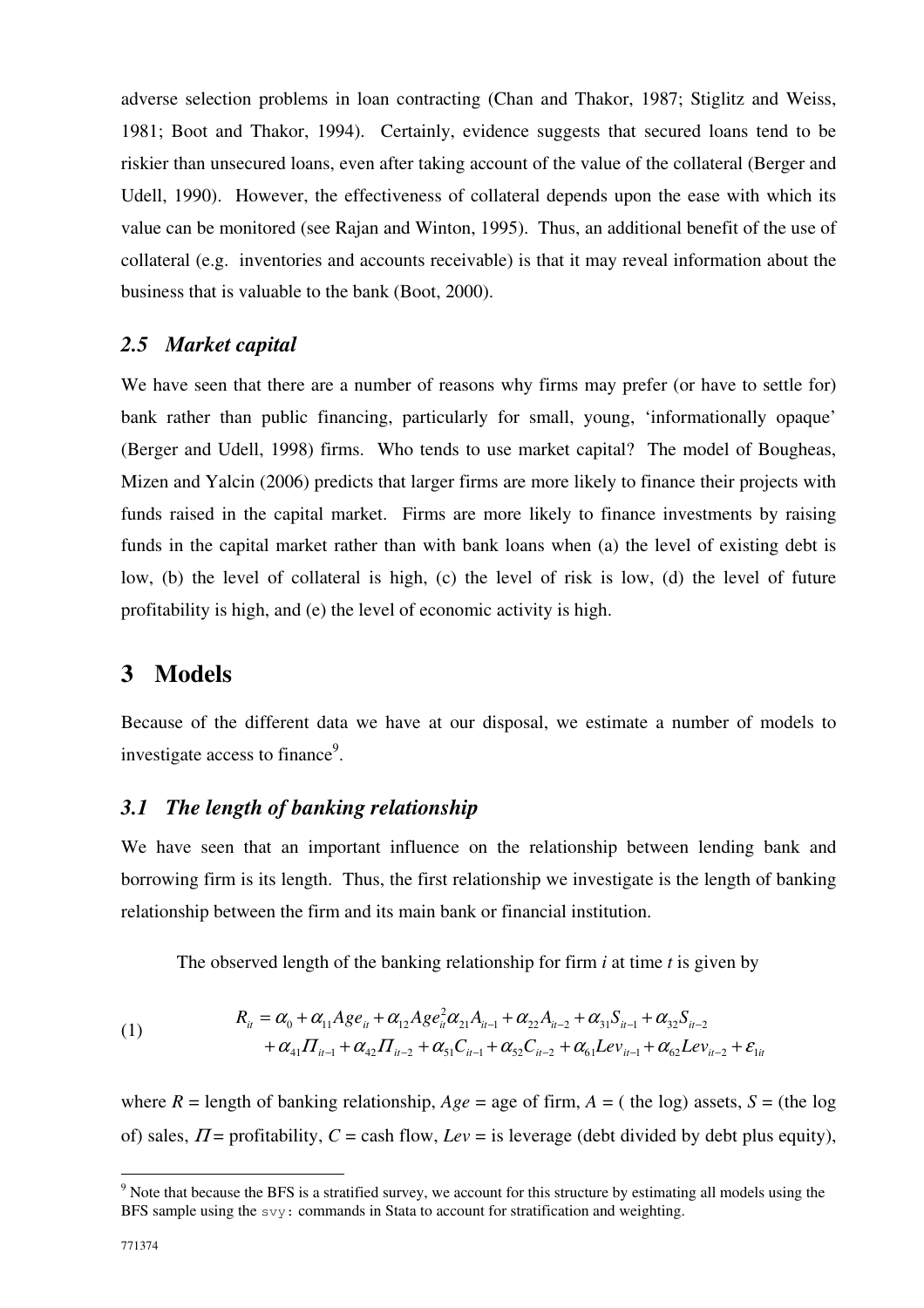adverse selection problems in loan contracting (Chan and Thakor, 1987; Stiglitz and Weiss, 1981; Boot and Thakor, 1994). Certainly, evidence suggests that secured loans tend to be riskier than unsecured loans, even after taking account of the value of the collateral (Berger and Udell, 1990). However, the effectiveness of collateral depends upon the ease with which its value can be monitored (see Rajan and Winton, 1995). Thus, an additional benefit of the use of collateral (e.g. inventories and accounts receivable) is that it may reveal information about the business that is valuable to the bank (Boot, 2000).

### *2.5 Market capital*

We have seen that there are a number of reasons why firms may prefer (or have to settle for) bank rather than public financing, particularly for small, young, 'informationally opaque' (Berger and Udell, 1998) firms. Who tends to use market capital? The model of Bougheas, Mizen and Yalcin (2006) predicts that larger firms are more likely to finance their projects with funds raised in the capital market. Firms are more likely to finance investments by raising funds in the capital market rather than with bank loans when (a) the level of existing debt is low, (b) the level of collateral is high, (c) the level of risk is low, (d) the level of future profitability is high, and (e) the level of economic activity is high.

## 3 Models

Because of the different data we have at our disposal, we estimate a number of models to investigate access to finance[9].

### *3.1 The length of banking relationship*

We have seen that an important influence on the relationship between lending bank and borrowing firm is its length. Thus, the first relationship we investigate is the length of banking relationship between the firm and its main bank or financial institution.

The observed length of the banking relationship for firm *i* at time *t* is given by

$$
\text{(1)} \qquad \begin{aligned} R_{it} = {} & \alpha_0 + \alpha_{11} Age_{it} + \alpha_{12} Age_{it}^2 \alpha_{21} A_{it-1} + \alpha_{22} A_{it-2} + \alpha_{31} S_{it-1} + \alpha_{32} S_{it-2} \\ & + \alpha_{41} \Pi_{it-1} + \alpha_{42} \Pi_{it-2} + \alpha_{51} C_{it-1} + \alpha_{52} C_{it-2} + \alpha_{61} Lev_{it-1} + \alpha_{62} Lev_{it-2} + \varepsilon_{1it} \end{aligned}
$$

where $R$ = length of banking relationship, $Age$ = age of firm, $A$ = ( the log) assets, $S$ = (the log of) sales, $\Pi$ = profitability, $C$ = cash flow, $Lev$ = is leverage (debt divided by debt plus equity),

[9] Note that because the BFS is a stratified survey, we account for this structure by estimating all models using the BFS sample using the `svy:` commands in Stata to account for stratification and weighting.

771374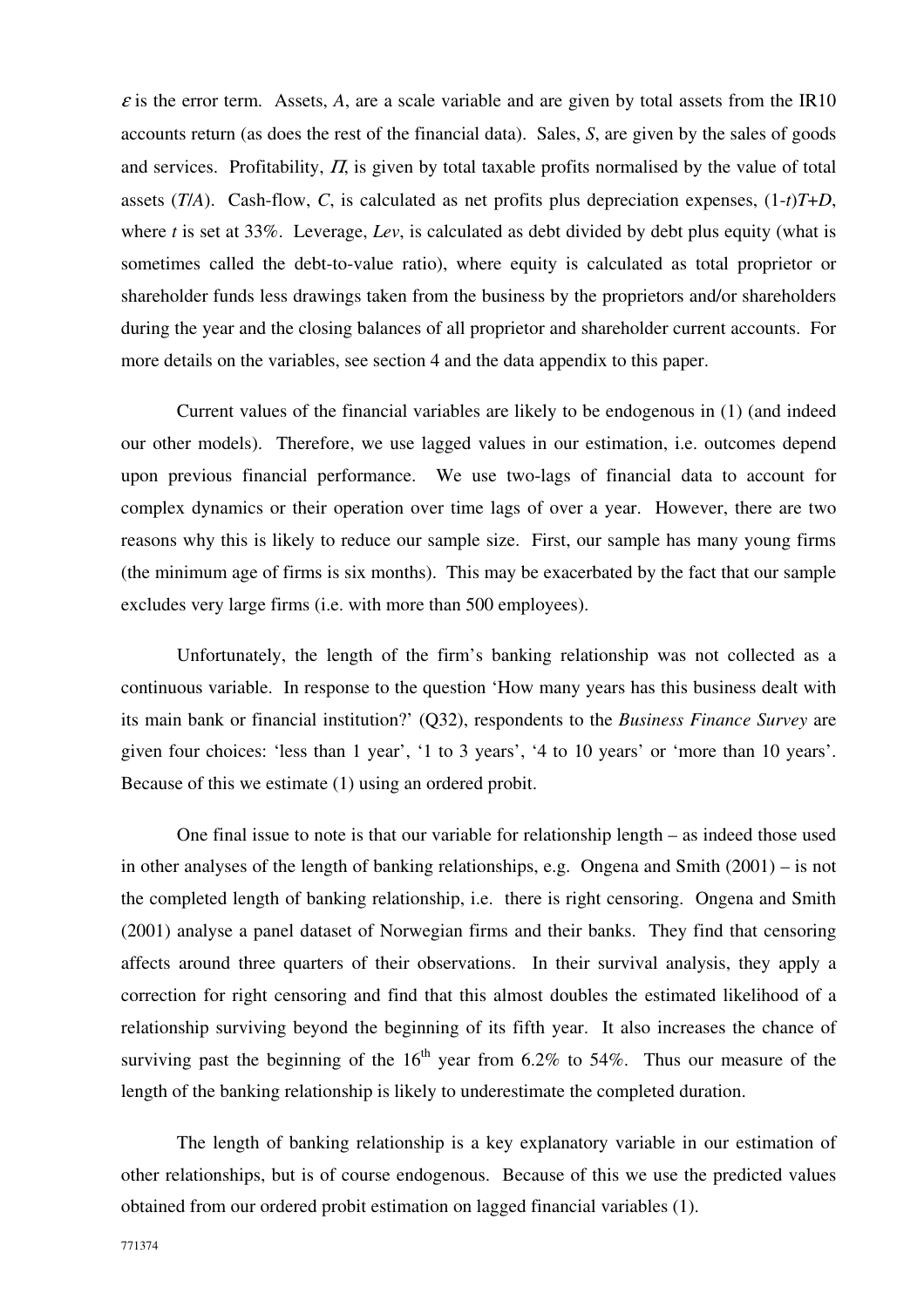$\varepsilon$ is the error term. Assets, $A$, are a scale variable and are given by total assets from the IR10 accounts return (as does the rest of the financial data). Sales, $S$, are given by the sales of goods and services. Profitability, $\Pi$, is given by total taxable profits normalised by the value of total assets ($T/A$). Cash-flow, $C$, is calculated as net profits plus depreciation expenses, $(1-t)T+D$, where $t$ is set at 33%. Leverage, $Lev$, is calculated as debt divided by debt plus equity (what is sometimes called the debt-to-value ratio), where equity is calculated as total proprietor or shareholder funds less drawings taken from the business by the proprietors and/or shareholders during the year and the closing balances of all proprietor and shareholder current accounts. For more details on the variables, see section 4 and the data appendix to this paper.

Current values of the financial variables are likely to be endogenous in (1) (and indeed our other models). Therefore, we use lagged values in our estimation, i.e. outcomes depend upon previous financial performance. We use two-lags of financial data to account for complex dynamics or their operation over time lags of over a year. However, there are two reasons why this is likely to reduce our sample size. First, our sample has many young firms (the minimum age of firms is six months). This may be exacerbated by the fact that our sample excludes very large firms (i.e. with more than 500 employees).

Unfortunately, the length of the firm's banking relationship was not collected as a continuous variable. In response to the question 'How many years has this business dealt with its main bank or financial institution?' (Q32), respondents to the *Business Finance Survey* are given four choices: 'less than 1 year', '1 to 3 years', '4 to 10 years' or 'more than 10 years'. Because of this we estimate (1) using an ordered probit.

One final issue to note is that our variable for relationship length – as indeed those used in other analyses of the length of banking relationships, e.g. Ongena and Smith (2001) – is not the completed length of banking relationship, i.e. there is right censoring. Ongena and Smith (2001) analyse a panel dataset of Norwegian firms and their banks. They find that censoring affects around three quarters of their observations. In their survival analysis, they apply a correction for right censoring and find that this almost doubles the estimated likelihood of a relationship surviving beyond the beginning of its fifth year. It also increases the chance of surviving past the beginning of the $16^{th}$ year from 6.2% to 54%. Thus our measure of the length of the banking relationship is likely to underestimate the completed duration.

The length of banking relationship is a key explanatory variable in our estimation of other relationships, but is of course endogenous. Because of this we use the predicted values obtained from our ordered probit estimation on lagged financial variables (1).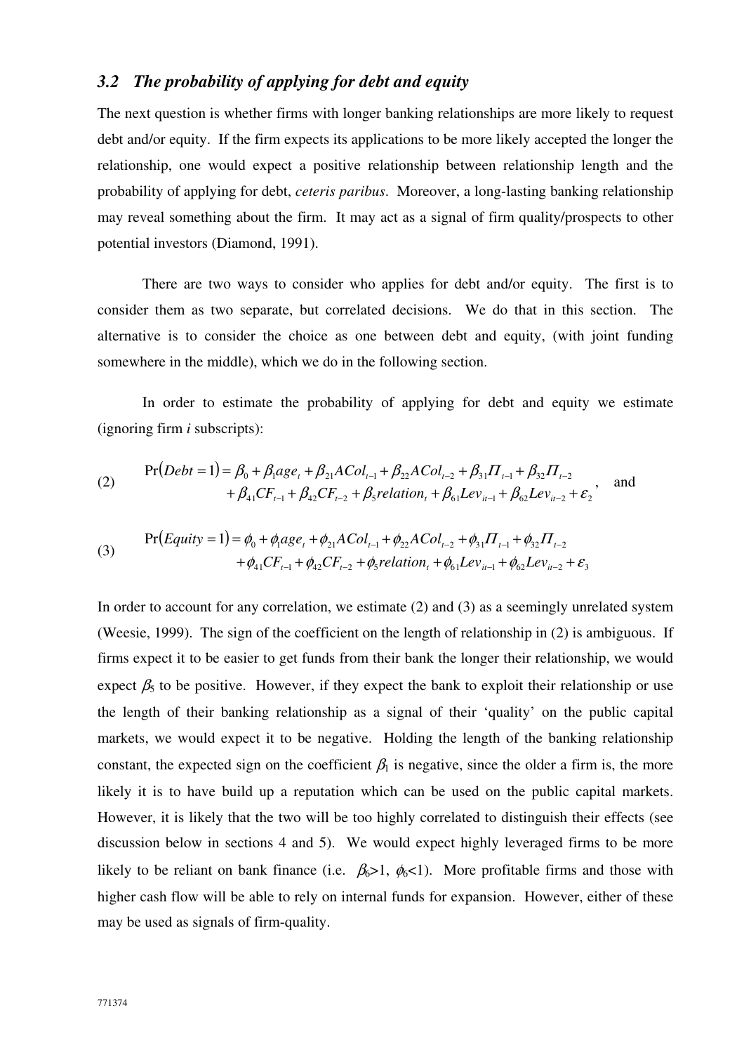### 3.2 The probability of applying for debt and equity

The next question is whether firms with longer banking relationships are more likely to request debt and/or equity. If the firm expects its applications to be more likely accepted the longer the relationship, one would expect a positive relationship between relationship length and the probability of applying for debt, *ceteris paribus*. Moreover, a long-lasting banking relationship may reveal something about the firm. It may act as a signal of firm quality/prospects to other potential investors (Diamond, 1991).

There are two ways to consider who applies for debt and/or equity. The first is to consider them as two separate, but correlated decisions. We do that in this section. The alternative is to consider the choice as one between debt and equity, (with joint funding somewhere in the middle), which we do in the following section.

In order to estimate the probability of applying for debt and equity we estimate (ignoring firm *i* subscripts):

$$\begin{aligned}\Pr(Debt=1) = \beta_0 + \beta_1 age_t + \beta_{21} ACol_{t-1} + \beta_{22} ACol_{t-2} + \beta_{31} \Pi_{t-1} + \beta_{32} \Pi_{t-2} \\ + \beta_{41} CF_{t-1} + \beta_{42} CF_{t-2} + \beta_5 relation_t + \beta_{61} Lev_{it-1} + \beta_{62} Lev_{it-2} + \varepsilon_2\end{aligned} \quad (2)$$

and

$$\begin{aligned}\Pr(Equity=1) = \phi_0 + \phi_1 age_t + \phi_{21} ACol_{t-1} + \phi_{22} ACol_{t-2} + \phi_{31} \Pi_{t-1} + \phi_{32} \Pi_{t-2} \\ + \phi_{41} CF_{t-1} + \phi_{42} CF_{t-2} + \phi_5 relation_t + \phi_{61} Lev_{it-1} + \phi_{62} Lev_{it-2} + \varepsilon_3\end{aligned} \quad (3)$$

In order to account for any correlation, we estimate (2) and (3) as a seemingly unrelated system (Weesie, 1999). The sign of the coefficient on the length of relationship in (2) is ambiguous. If firms expect it to be easier to get funds from their bank the longer their relationship, we would expect $\beta_5$ to be positive. However, if they expect the bank to exploit their relationship or use the length of their banking relationship as a signal of their 'quality' on the public capital markets, we would expect it to be negative. Holding the length of the banking relationship constant, the expected sign on the coefficient $\beta_1$ is negative, since the older a firm is, the more likely it is to have build up a reputation which can be used on the public capital markets. However, it is likely that the two will be too highly correlated to distinguish their effects (see discussion below in sections 4 and 5). We would expect highly leveraged firms to be more likely to be reliant on bank finance (i.e. $\beta_6>1$, $\phi_6<1$). More profitable firms and those with higher cash flow will be able to rely on internal funds for expansion. However, either of these may be used as signals of firm-quality.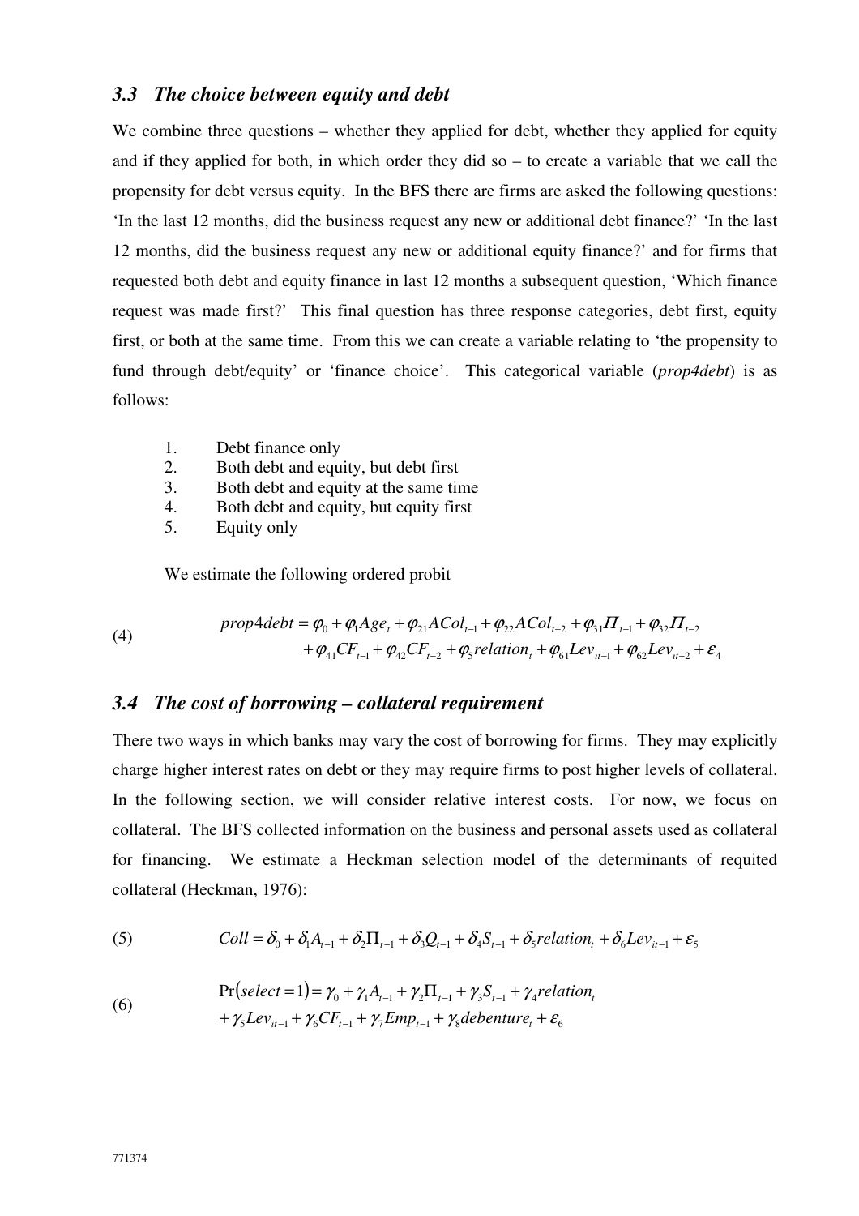### 3.3 The choice between equity and debt

We combine three questions – whether they applied for debt, whether they applied for equity and if they applied for both, in which order they did so – to create a variable that we call the propensity for debt versus equity. In the BFS there are firms are asked the following questions: 'In the last 12 months, did the business request any new or additional debt finance?' 'In the last 12 months, did the business request any new or additional equity finance?' and for firms that requested both debt and equity finance in last 12 months a subsequent question, 'Which finance request was made first?' This final question has three response categories, debt first, equity first, or both at the same time. From this we can create a variable relating to 'the propensity to fund through debt/equity' or 'finance choice'. This categorical variable (*prop4debt*) is as follows:

1. Debt finance only
2. Both debt and equity, but debt first
3. Both debt and equity at the same time
4. Both debt and equity, but equity first
5. Equity only

We estimate the following ordered probit

$$
\begin{aligned}
prop4debt = \varphi_0 + \varphi_1 Age_t + \varphi_{21} ACol_{t-1} + \varphi_{22} ACol_{t-2} + \varphi_{31} \Pi_{t-1} + \varphi_{32} \Pi_{t-2} \\
+ \varphi_{41} CF_{t-1} + \varphi_{42} CF_{t-2} + \varphi_5 relation_t + \varphi_{61} Lev_{it-1} + \varphi_{62} Lev_{it-2} + \varepsilon_4
\end{aligned} \tag{4}
$$

### 3.4 The cost of borrowing – collateral requirement

There two ways in which banks may vary the cost of borrowing for firms. They may explicitly charge higher interest rates on debt or they may require firms to post higher levels of collateral. In the following section, we will consider relative interest costs. For now, we focus on collateral. The BFS collected information on the business and personal assets used as collateral for financing. We estimate a Heckman selection model of the determinants of requited collateral (Heckman, 1976):

$$
Coll = \delta_0 + \delta_1 A_{t-1} + \delta_2 \Pi_{t-1} + \delta_3 Q_{t-1} + \delta_4 S_{t-1} + \delta_5 relation_t + \delta_6 Lev_{it-1} + \varepsilon_5 \tag{5}
$$

$$
\begin{aligned}
\Pr(select = 1) = \gamma_0 + \gamma_1 A_{t-1} + \gamma_2 \Pi_{t-1} + \gamma_3 S_{t-1} + \gamma_4 relation_t \\
+ \gamma_5 Lev_{it-1} + \gamma_6 CF_{t-1} + \gamma_7 Emp_{t-1} + \gamma_8 debenture_t + \varepsilon_6
\end{aligned} \tag{6}
$$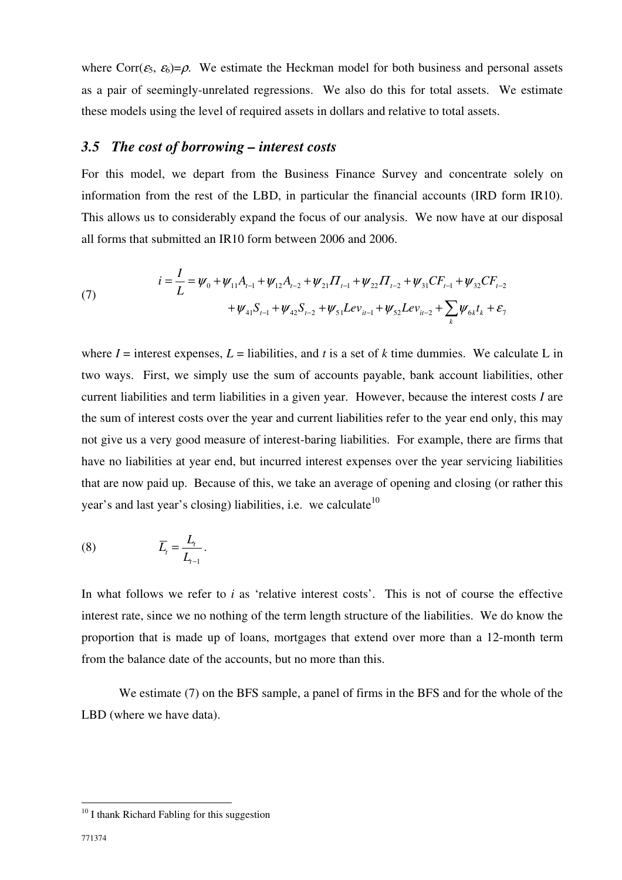where Corr($\varepsilon_5$, $\varepsilon_6$)=$\rho$. We estimate the Heckman model for both business and personal assets as a pair of seemingly-unrelated regressions. We also do this for total assets. We estimate these models using the level of required assets in dollars and relative to total assets.

### *3.5 The cost of borrowing – interest costs*

For this model, we depart from the Business Finance Survey and concentrate solely on information from the rest of the LBD, in particular the financial accounts (IRD form IR10). This allows us to considerably expand the focus of our analysis. We now have at our disposal all forms that submitted an IR10 form between 2006 and 2006.

$$
\begin{aligned}
(7) \qquad i = \frac{I}{L} = \psi_0 + \psi_{11}A_{t-1} + \psi_{12}A_{t-2} + \psi_{21}\Pi_{t-1} + \psi_{22}\Pi_{t-2} + \psi_{31}CF_{t-1} + \psi_{32}CF_{t-2} \\
+ \psi_{41}S_{t-1} + \psi_{42}S_{t-2} + \psi_{51}Lev_{it-1} + \psi_{52}Lev_{it-2} + \sum_k \psi_{6k}t_k + \varepsilon_7
\end{aligned}
$$

where $I$ = interest expenses, $L$ = liabilities, and $t$ is a set of $k$ time dummies. We calculate L in two ways. First, we simply use the sum of accounts payable, bank account liabilities, other current liabilities and term liabilities in a given year. However, because the interest costs $I$ are the sum of interest costs over the year and current liabilities refer to the year end only, this may not give us a very good measure of interest-baring liabilities. For example, there are firms that have no liabilities at year end, but incurred interest expenses over the year servicing liabilities that are now paid up. Because of this, we take an average of opening and closing (or rather this year's and last year's closing) liabilities, i.e. we calculate[10]

$$
(8) \qquad \overline{L}_t = \frac{L_t}{L_{t-1}}.
$$

In what follows we refer to $i$ as 'relative interest costs'. This is not of course the effective interest rate, since we no nothing of the term length structure of the liabilities. We do know the proportion that is made up of loans, mortgages that extend over more than a 12-month term from the balance date of the accounts, but no more than this.

We estimate (7) on the BFS sample, a panel of firms in the BFS and for the whole of the LBD (where we have data).

[10] I thank Richard Fabling for this suggestion

771374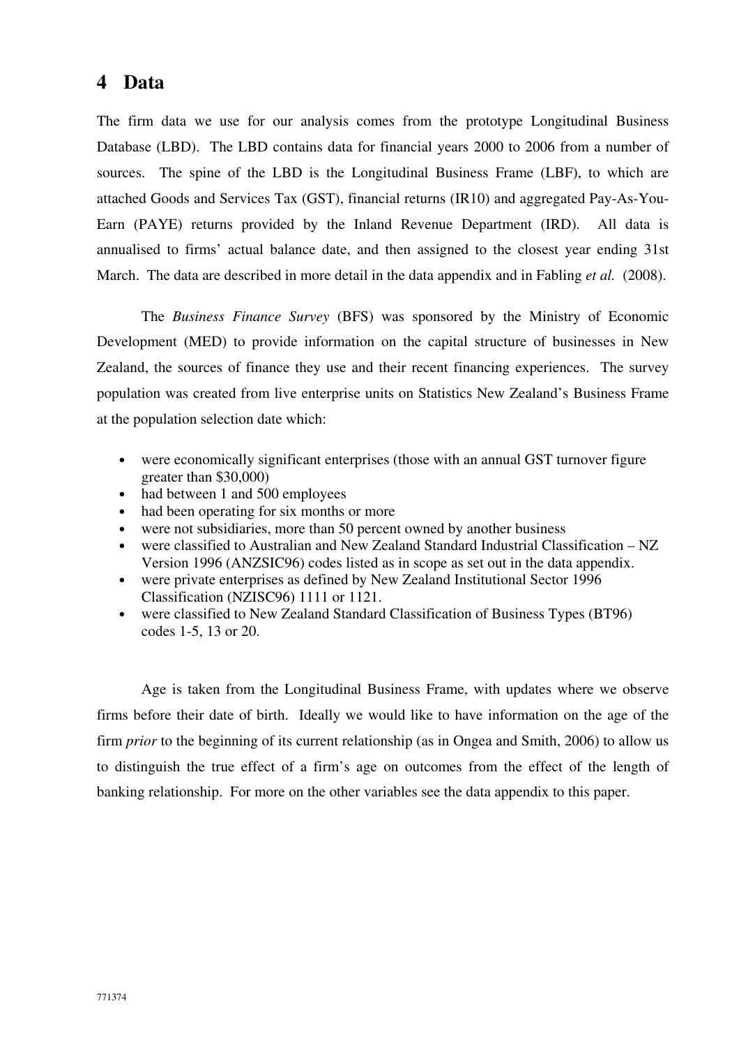## 4 Data

The firm data we use for our analysis comes from the prototype Longitudinal Business Database (LBD). The LBD contains data for financial years 2000 to 2006 from a number of sources. The spine of the LBD is the Longitudinal Business Frame (LBF), to which are attached Goods and Services Tax (GST), financial returns (IR10) and aggregated Pay-As-You-Earn (PAYE) returns provided by the Inland Revenue Department (IRD). All data is annualised to firms' actual balance date, and then assigned to the closest year ending 31st March. The data are described in more detail in the data appendix and in Fabling *et al.* (2008).

The *Business Finance Survey* (BFS) was sponsored by the Ministry of Economic Development (MED) to provide information on the capital structure of businesses in New Zealand, the sources of finance they use and their recent financing experiences. The survey population was created from live enterprise units on Statistics New Zealand's Business Frame at the population selection date which:

- were economically significant enterprises (those with an annual GST turnover figure greater than $30,000)
- had between 1 and 500 employees
- had been operating for six months or more
- were not subsidiaries, more than 50 percent owned by another business
- were classified to Australian and New Zealand Standard Industrial Classification – NZ Version 1996 (ANZSIC96) codes listed as in scope as set out in the data appendix.
- were private enterprises as defined by New Zealand Institutional Sector 1996 Classification (NZISC96) 1111 or 1121.
- were classified to New Zealand Standard Classification of Business Types (BT96) codes 1-5, 13 or 20.

Age is taken from the Longitudinal Business Frame, with updates where we observe firms before their date of birth. Ideally we would like to have information on the age of the firm *prior* to the beginning of its current relationship (as in Ongea and Smith, 2006) to allow us to distinguish the true effect of a firm's age on outcomes from the effect of the length of banking relationship. For more on the other variables see the data appendix to this paper.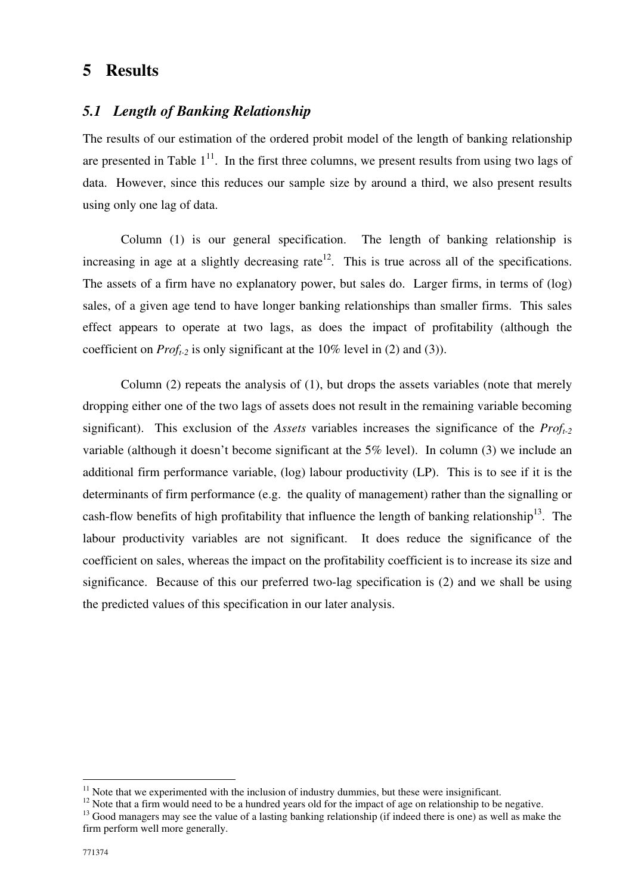# 5 Results

## 5.1 Length of Banking Relationship

The results of our estimation of the ordered probit model of the length of banking relationship are presented in Table 1[11]. In the first three columns, we present results from using two lags of data. However, since this reduces our sample size by around a third, we also present results using only one lag of data.

Column (1) is our general specification. The length of banking relationship is increasing in age at a slightly decreasing rate[12]. This is true across all of the specifications. The assets of a firm have no explanatory power, but sales do. Larger firms, in terms of (log) sales, of a given age tend to have longer banking relationships than smaller firms. This sales effect appears to operate at two lags, as does the impact of profitability (although the coefficient on $Prof_{t-2}$ is only significant at the 10% level in (2) and (3)).

Column (2) repeats the analysis of (1), but drops the assets variables (note that merely dropping either one of the two lags of assets does not result in the remaining variable becoming significant). This exclusion of the *Assets* variables increases the significance of the $Prof_{t-2}$ variable (although it doesn't become significant at the 5% level). In column (3) we include an additional firm performance variable, (log) labour productivity (LP). This is to see if it is the determinants of firm performance (e.g. the quality of management) rather than the signalling or cash-flow benefits of high profitability that influence the length of banking relationship[13]. The labour productivity variables are not significant. It does reduce the significance of the coefficient on sales, whereas the impact on the profitability coefficient is to increase its size and significance. Because of this our preferred two-lag specification is (2) and we shall be using the predicted values of this specification in our later analysis.

---

[11] Note that we experimented with the inclusion of industry dummies, but these were insignificant.

[12] Note that a firm would need to be a hundred years old for the impact of age on relationship to be negative.

[13] Good managers may see the value of a lasting banking relationship (if indeed there is one) as well as make the firm perform well more generally.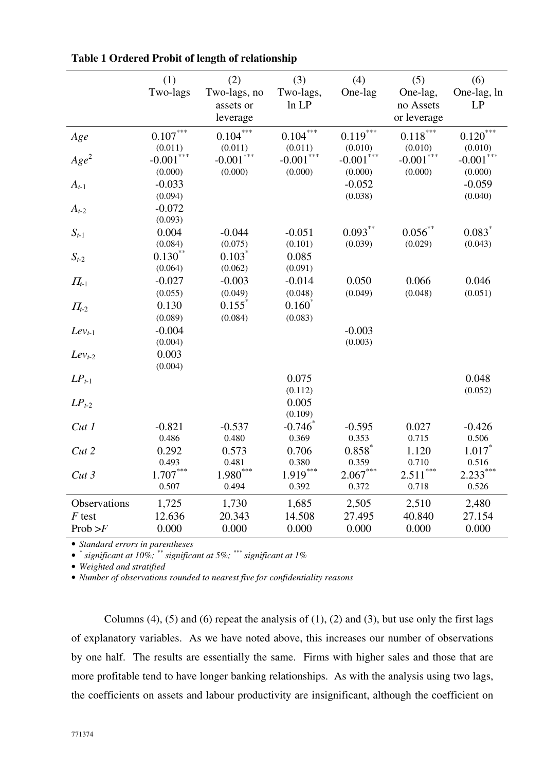**Table 1 Ordered Probit of length of relationship**

| | (1) Two-lags | (2) Two-lags, no assets or leverage | (3) Two-lags, ln LP | (4) One-lag | (5) One-lag, no Assets or leverage | (6) One-lag, ln LP |
|---|---|---|---|---|---|---|
| *Age* | $0.107^{***}$ | $0.104^{***}$ | $0.104^{***}$ | $0.119^{***}$ | $0.118^{***}$ | $0.120^{***}$ |
| | (0.011) | (0.011) | (0.011) | (0.010) | (0.010) | (0.010) |
| $Age^2$ | $-0.001^{***}$ | $-0.001^{***}$ | $-0.001^{***}$ | $-0.001^{***}$ | $-0.001^{***}$ | $-0.001^{***}$ |
| | (0.000) | (0.000) | (0.000) | (0.000) | (0.000) | (0.000) |
| $A_{t-1}$ | -0.033 | | | -0.052 | | -0.059 |
| | (0.094) | | | (0.038) | | (0.040) |
| $A_{t-2}$ | -0.072 | | | | | |
| | (0.093) | | | | | |
| $S_{t-1}$ | 0.004 | -0.044 | -0.051 | $0.093^{**}$ | $0.056^{**}$ | $0.083^{*}$ |
| | (0.084) | (0.075) | (0.101) | (0.039) | (0.029) | (0.043) |
| $S_{t-2}$ | $0.130^{**}$ | $0.103^{*}$ | 0.085 | | | |
| | (0.064) | (0.062) | (0.091) | | | |
| $\Pi_{t-1}$ | -0.027 | -0.003 | -0.014 | 0.050 | 0.066 | 0.046 |
| | (0.055) | (0.049) | (0.048) | (0.049) | (0.048) | (0.051) |
| $\Pi_{t-2}$ | 0.130 | $0.155^{*}$ | $0.160^{*}$ | | | |
| | (0.089) | (0.084) | (0.083) | | | |
| $Lev_{t-1}$ | -0.004 | | | -0.003 | | |
| | (0.004) | | | (0.003) | | |
| $Lev_{t-2}$ | 0.003 | | | | | |
| | (0.004) | | | | | |
| $LP_{t-1}$ | | | 0.075 | | | 0.048 |
| | | | (0.112) | | | (0.052) |
| $LP_{t-2}$ | | | 0.005 | | | |
| | | | (0.109) | | | |
| *Cut 1* | -0.821 | -0.537 | $-0.746^{*}$ | -0.595 | 0.027 | -0.426 |
| | 0.486 | 0.480 | 0.369 | 0.353 | 0.715 | 0.506 |
| *Cut 2* | 0.292 | 0.573 | 0.706 | $0.858^{*}$ | 1.120 | $1.017^{*}$ |
| | 0.493 | 0.481 | 0.380 | 0.359 | 0.710 | 0.516 |
| *Cut 3* | $1.707^{***}$ | $1.980^{***}$ | $1.919^{***}$ | $2.067^{***}$ | $2.511^{***}$ | $2.233^{***}$ |
| | 0.507 | 0.494 | 0.392 | 0.372 | 0.718 | 0.526 |
| Observations | 1,725 | 1,730 | 1,685 | 2,505 | 2,510 | 2,480 |
| $F$ test | 12.636 | 20.343 | 14.508 | 27.495 | 40.840 | 27.154 |
| Prob $>F$ | 0.000 | 0.000 | 0.000 | 0.000 | 0.000 | 0.000 |

- *Standard errors in parentheses*
- $^{*}$ *significant at 10%;* $^{**}$ *significant at 5%;* $^{***}$ *significant at 1%*
- *Weighted and stratified*
- *Number of observations rounded to nearest five for confidentiality reasons*

Columns (4), (5) and (6) repeat the analysis of (1), (2) and (3), but use only the first lags of explanatory variables. As we have noted above, this increases our number of observations by one half. The results are essentially the same. Firms with higher sales and those that are more profitable tend to have longer banking relationships. As with the analysis using two lags, the coefficients on assets and labour productivity are insignificant, although the coefficient on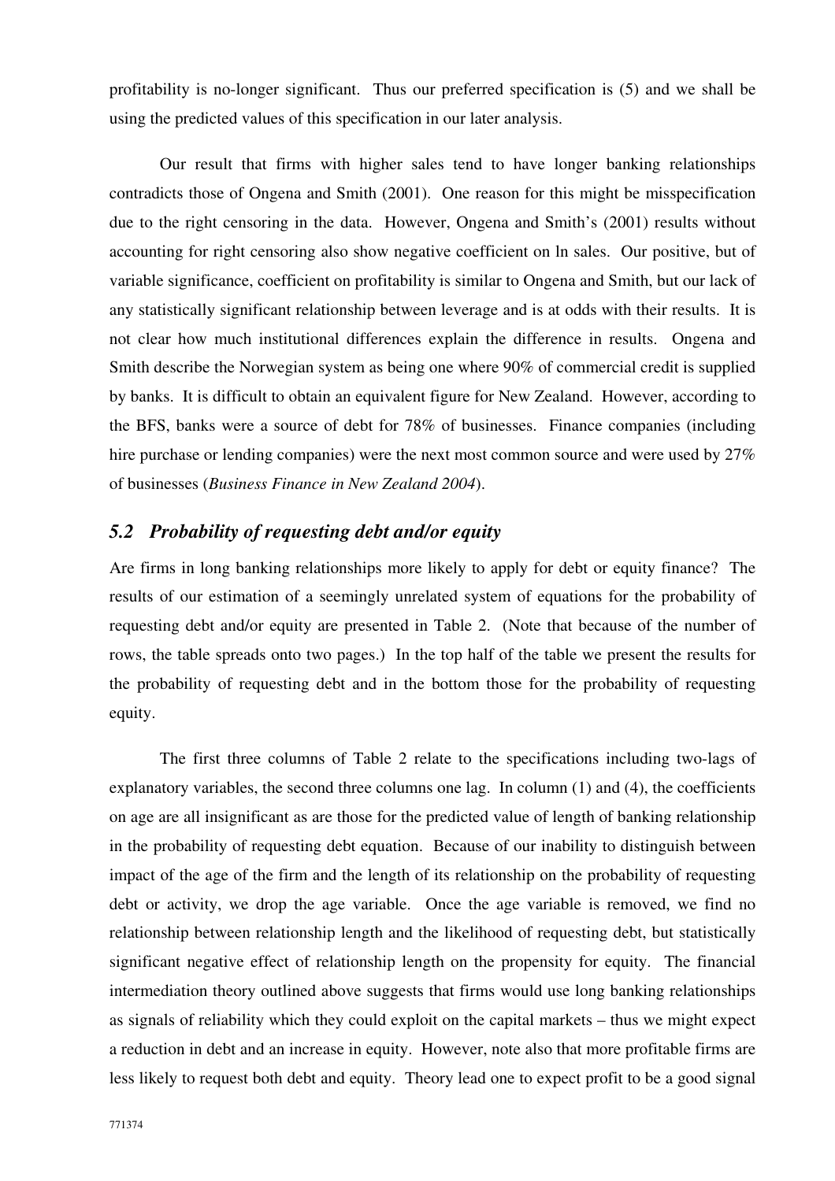profitability is no-longer significant. Thus our preferred specification is (5) and we shall be using the predicted values of this specification in our later analysis.

Our result that firms with higher sales tend to have longer banking relationships contradicts those of Ongena and Smith (2001). One reason for this might be misspecification due to the right censoring in the data. However, Ongena and Smith's (2001) results without accounting for right censoring also show negative coefficient on ln sales. Our positive, but of variable significance, coefficient on profitability is similar to Ongena and Smith, but our lack of any statistically significant relationship between leverage and is at odds with their results. It is not clear how much institutional differences explain the difference in results. Ongena and Smith describe the Norwegian system as being one where 90% of commercial credit is supplied by banks. It is difficult to obtain an equivalent figure for New Zealand. However, according to the BFS, banks were a source of debt for 78% of businesses. Finance companies (including hire purchase or lending companies) were the next most common source and were used by 27% of businesses (*Business Finance in New Zealand 2004*).

## *5.2 Probability of requesting debt and/or equity*

Are firms in long banking relationships more likely to apply for debt or equity finance? The results of our estimation of a seemingly unrelated system of equations for the probability of requesting debt and/or equity are presented in Table 2. (Note that because of the number of rows, the table spreads onto two pages.) In the top half of the table we present the results for the probability of requesting debt and in the bottom those for the probability of requesting equity.

The first three columns of Table 2 relate to the specifications including two-lags of explanatory variables, the second three columns one lag. In column (1) and (4), the coefficients on age are all insignificant as are those for the predicted value of length of banking relationship in the probability of requesting debt equation. Because of our inability to distinguish between impact of the age of the firm and the length of its relationship on the probability of requesting debt or activity, we drop the age variable. Once the age variable is removed, we find no relationship between relationship length and the likelihood of requesting debt, but statistically significant negative effect of relationship length on the propensity for equity. The financial intermediation theory outlined above suggests that firms would use long banking relationships as signals of reliability which they could exploit on the capital markets – thus we might expect a reduction in debt and an increase in equity. However, note also that more profitable firms are less likely to request both debt and equity. Theory lead one to expect profit to be a good signal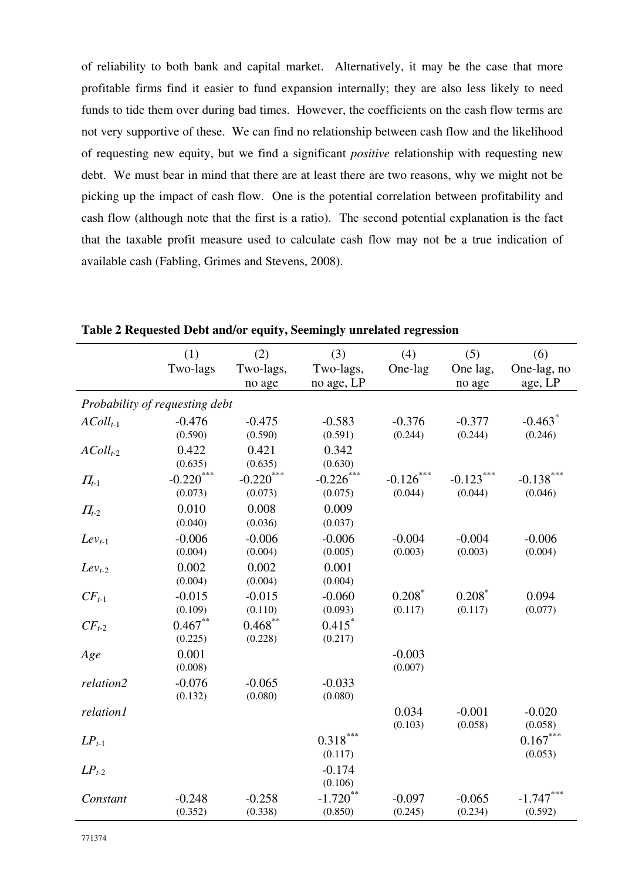of reliability to both bank and capital market. Alternatively, it may be the case that more profitable firms find it easier to fund expansion internally; they are also less likely to need funds to tide them over during bad times. However, the coefficients on the cash flow terms are not very supportive of these. We can find no relationship between cash flow and the likelihood of requesting new equity, but we find a significant *positive* relationship with requesting new debt. We must bear in mind that there are at least there are two reasons, why we might not be picking up the impact of cash flow. One is the potential correlation between profitability and cash flow (although note that the first is a ratio). The second potential explanation is the fact that the taxable profit measure used to calculate cash flow may not be a true indication of available cash (Fabling, Grimes and Stevens, 2008).

**Table 2 Requested Debt and/or equity, Seemingly unrelated regression**

| | (1) Two-lags | (2) Two-lags, no age | (3) Two-lags, no age, LP | (4) One-lag | (5) One lag, no age | (6) One-lag, no age, LP |
|---|---|---|---|---|---|---|
| *Probability of requesting debt* | | | | | | |
| $AColl_{t-1}$ | -0.476 | -0.475 | -0.583 | -0.376 | -0.377 | -0.463* |
| | (0.590) | (0.590) | (0.591) | (0.244) | (0.244) | (0.246) |
| $AColl_{t-2}$ | 0.422 | 0.421 | 0.342 | | | |
| | (0.635) | (0.635) | (0.630) | | | |
| $\Pi_{t-1}$ | -0.220*** | -0.220*** | -0.226*** | -0.126*** | -0.123*** | -0.138*** |
| | (0.073) | (0.073) | (0.075) | (0.044) | (0.044) | (0.046) |
| $\Pi_{t-2}$ | 0.010 | 0.008 | 0.009 | | | |
| | (0.040) | (0.036) | (0.037) | | | |
| $Lev_{t-1}$ | -0.006 | -0.006 | -0.006 | -0.004 | -0.004 | -0.006 |
| | (0.004) | (0.004) | (0.005) | (0.003) | (0.003) | (0.004) |
| $Lev_{t-2}$ | 0.002 | 0.002 | 0.001 | | | |
| | (0.004) | (0.004) | (0.004) | | | |
| $CF_{t-1}$ | -0.015 | -0.015 | -0.060 | 0.208* | 0.208* | 0.094 |
| | (0.109) | (0.110) | (0.093) | (0.117) | (0.117) | (0.077) |
| $CF_{t-2}$ | 0.467** | 0.468** | 0.415* | | | |
| | (0.225) | (0.228) | (0.217) | | | |
| *Age* | 0.001 | | | -0.003 | | |
| | (0.008) | | | (0.007) | | |
| *relation2* | -0.076 | -0.065 | -0.033 | | | |
| | (0.132) | (0.080) | (0.080) | | | |
| *relation1* | | | | 0.034 | -0.001 | -0.020 |
| | | | | (0.103) | (0.058) | (0.058) |
| $LP_{t-1}$ | | | 0.318*** | | | 0.167*** |
| | | | (0.117) | | | (0.053) |
| $LP_{t-2}$ | | | -0.174 | | | |
| | | | (0.106) | | | |
| *Constant* | -0.248 | -0.258 | -1.720** | -0.097 | -0.065 | -1.747*** |
| | (0.352) | (0.338) | (0.850) | (0.245) | (0.234) | (0.592) |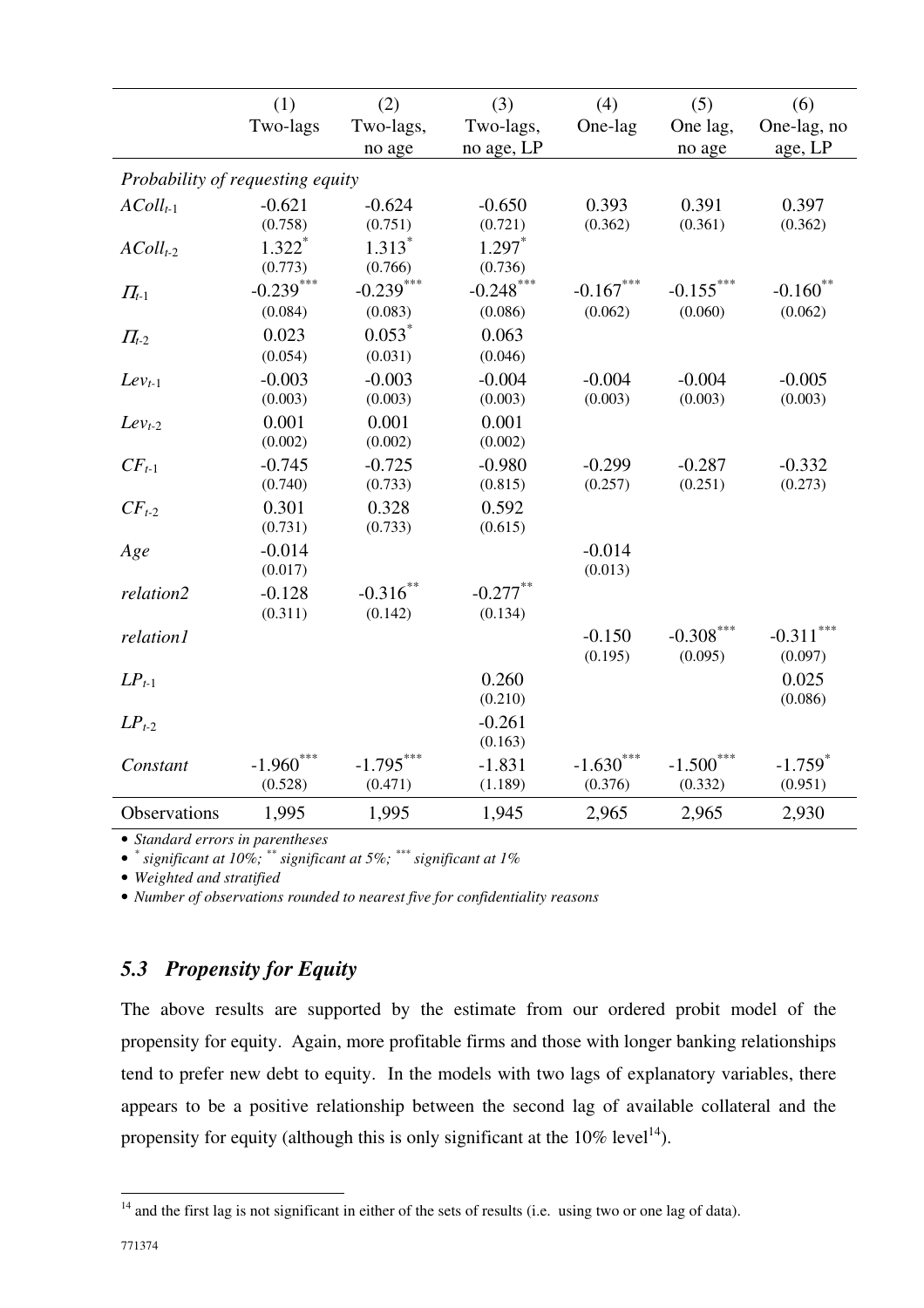| | (1) Two-lags | (2) Two-lags, no age | (3) Two-lags, no age, LP | (4) One-lag | (5) One lag, no age | (6) One-lag, no age, LP |
|---|---|---|---|---|---|---|
| *Probability of requesting equity* | | | | | | |
| $AColl_{t-1}$ | -0.621 | -0.624 | -0.650 | 0.393 | 0.391 | 0.397 |
| | (0.758) | (0.751) | (0.721) | (0.362) | (0.361) | (0.362) |
| $AColl_{t-2}$ | 1.322* | 1.313* | 1.297* | | | |
| | (0.773) | (0.766) | (0.736) | | | |
| $\Pi_{t-1}$ | -0.239*** | -0.239*** | -0.248*** | -0.167*** | -0.155*** | -0.160** |
| | (0.084) | (0.083) | (0.086) | (0.062) | (0.060) | (0.062) |
| $\Pi_{t-2}$ | 0.023 | 0.053* | 0.063 | | | |
| | (0.054) | (0.031) | (0.046) | | | |
| $Lev_{t-1}$ | -0.003 | -0.003 | -0.004 | -0.004 | -0.004 | -0.005 |
| | (0.003) | (0.003) | (0.003) | (0.003) | (0.003) | (0.003) |
| $Lev_{t-2}$ | 0.001 | 0.001 | 0.001 | | | |
| | (0.002) | (0.002) | (0.002) | | | |
| $CF_{t-1}$ | -0.745 | -0.725 | -0.980 | -0.299 | -0.287 | -0.332 |
| | (0.740) | (0.733) | (0.815) | (0.257) | (0.251) | (0.273) |
| $CF_{t-2}$ | 0.301 | 0.328 | 0.592 | | | |
| | (0.731) | (0.733) | (0.615) | | | |
| *Age* | -0.014 | | | -0.014 | | |
| | (0.017) | | | (0.013) | | |
| *relation2* | -0.128 | -0.316** | -0.277** | | | |
| | (0.311) | (0.142) | (0.134) | | | |
| *relation1* | | | | -0.150 | -0.308*** | -0.311*** |
| | | | | (0.195) | (0.095) | (0.097) |
| $LP_{t-1}$ | | | 0.260 | | | 0.025 |
| | | | (0.210) | | | (0.086) |
| $LP_{t-2}$ | | | -0.261 | | | |
| | | | (0.163) | | | |
| *Constant* | -1.960*** | -1.795*** | -1.831 | -1.630*** | -1.500*** | -1.759* |
| | (0.528) | (0.471) | (1.189) | (0.376) | (0.332) | (0.951) |
| Observations | 1,995 | 1,995 | 1,945 | 2,965 | 2,965 | 2,930 |

- *Standard errors in parentheses*
- *\* significant at 10%; \*\* significant at 5%; \*\*\* significant at 1%*
- *Weighted and stratified*
- *Number of observations rounded to nearest five for confidentiality reasons*

### *5.3 Propensity for Equity*

The above results are supported by the estimate from our ordered probit model of the propensity for equity. Again, more profitable firms and those with longer banking relationships tend to prefer new debt to equity. In the models with two lags of explanatory variables, there appears to be a positive relationship between the second lag of available collateral and the propensity for equity (although this is only significant at the 10% level[14]).

[14] and the first lag is not significant in either of the sets of results (i.e. using two or one lag of data).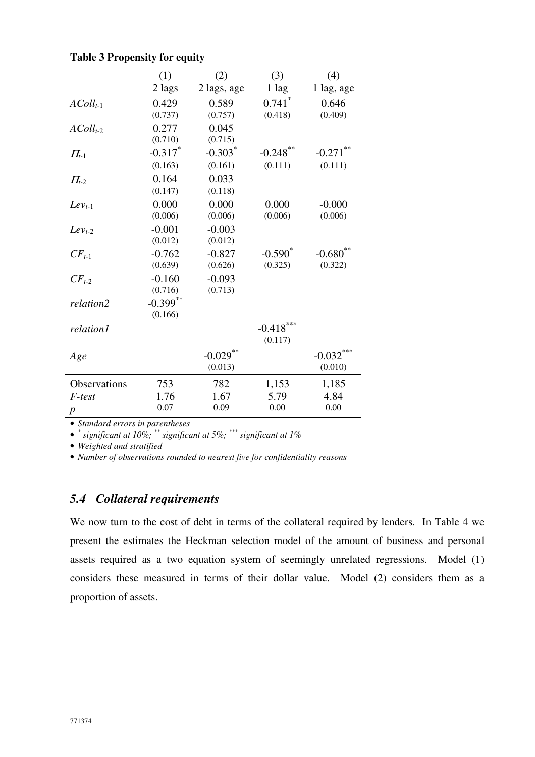**Table 3 Propensity for equity**

| | (1)<br>2 lags | (2)<br>2 lags, age | (3)<br>1 lag | (4)<br>1 lag, age |
|---|---|---|---|---|
| $AColl_{t-1}$ | 0.429<br>(0.737) | 0.589<br>(0.757) | $0.741^{*}$<br>(0.418) | 0.646<br>(0.409) |
| $AColl_{t-2}$ | 0.277<br>(0.710) | 0.045<br>(0.715) | | |
| $\Pi_{t-1}$ | $-0.317^{*}$<br>(0.163) | $-0.303^{*}$<br>(0.161) | $-0.248^{**}$<br>(0.111) | $-0.271^{**}$<br>(0.111) |
| $\Pi_{t-2}$ | 0.164<br>(0.147) | 0.033<br>(0.118) | | |
| $Lev_{t-1}$ | 0.000<br>(0.006) | 0.000<br>(0.006) | 0.000<br>(0.006) | -0.000<br>(0.006) |
| $Lev_{t-2}$ | -0.001<br>(0.012) | -0.003<br>(0.012) | | |
| $CF_{t-1}$ | -0.762<br>(0.639) | -0.827<br>(0.626) | $-0.590^{*}$<br>(0.325) | $-0.680^{**}$<br>(0.322) |
| $CF_{t-2}$ | -0.160<br>(0.716) | -0.093<br>(0.713) | | |
| *relation2* | $-0.399^{**}$<br>(0.166) | | | |
| *relation1* | | | $-0.418^{***}$<br>(0.117) | |
| *Age* | | $-0.029^{**}$<br>(0.013) | | $-0.032^{***}$<br>(0.010) |
| Observations | 753 | 782 | 1,153 | 1,185 |
| *F-test* | 1.76 | 1.67 | 5.79 | 4.84 |
| *p* | 0.07 | 0.09 | 0.00 | 0.00 |

- *Standard errors in parentheses*
- $^{*}$ *significant at 10%;* $^{**}$ *significant at 5%;* $^{***}$ *significant at 1%*
- *Weighted and stratified*
- *Number of observations rounded to nearest five for confidentiality reasons*

### *5.4 Collateral requirements*

We now turn to the cost of debt in terms of the collateral required by lenders. In Table 4 we present the estimates the Heckman selection model of the amount of business and personal assets required as a two equation system of seemingly unrelated regressions. Model (1) considers these measured in terms of their dollar value. Model (2) considers them as a proportion of assets.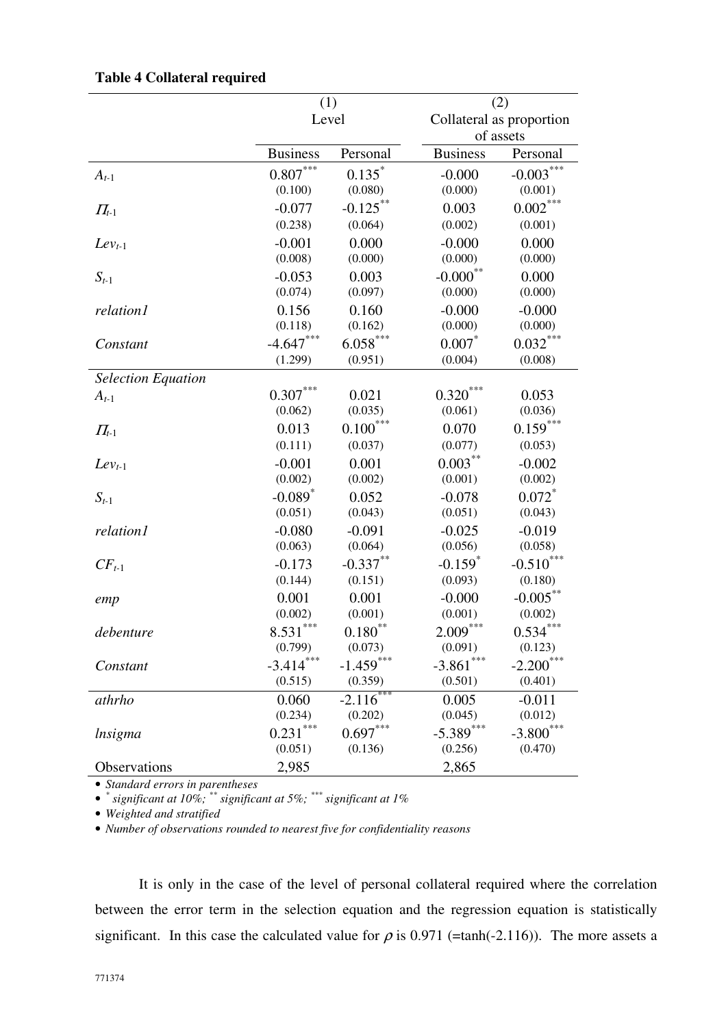**Table 4 Collateral required**

| | (1) Level | | (2) Collateral as proportion of assets | |
|---|---|---|---|---|
| | Business | Personal | Business | Personal |
| $A_{t-1}$ | 0.807*** | 0.135* | -0.000 | -0.003*** |
| | (0.100) | (0.080) | (0.000) | (0.001) |
| $\Pi_{t-1}$ | -0.077 | -0.125** | 0.003 | 0.002*** |
| | (0.238) | (0.064) | (0.002) | (0.001) |
| $Lev_{t-1}$ | -0.001 | 0.000 | -0.000 | 0.000 |
| | (0.008) | (0.000) | (0.000) | (0.000) |
| $S_{t-1}$ | -0.053 | 0.003 | -0.000** | 0.000 |
| | (0.074) | (0.097) | (0.000) | (0.000) |
| *relation1* | 0.156 | 0.160 | -0.000 | -0.000 |
| | (0.118) | (0.162) | (0.000) | (0.000) |
| *Constant* | -4.647*** | 6.058*** | 0.007* | 0.032*** |
| | (1.299) | (0.951) | (0.004) | (0.008) |
| *Selection Equation* | | | | |
| $A_{t-1}$ | 0.307*** | 0.021 | 0.320*** | 0.053 |
| | (0.062) | (0.035) | (0.061) | (0.036) |
| $\Pi_{t-1}$ | 0.013 | 0.100*** | 0.070 | 0.159*** |
| | (0.111) | (0.037) | (0.077) | (0.053) |
| $Lev_{t-1}$ | -0.001 | 0.001 | 0.003** | -0.002 |
| | (0.002) | (0.002) | (0.001) | (0.002) |
| $S_{t-1}$ | -0.089* | 0.052 | -0.078 | 0.072* |
| | (0.051) | (0.043) | (0.051) | (0.043) |
| *relation1* | -0.080 | -0.091 | -0.025 | -0.019 |
| | (0.063) | (0.064) | (0.056) | (0.058) |
| $CF_{t-1}$ | -0.173 | -0.337** | -0.159* | -0.510*** |
| | (0.144) | (0.151) | (0.093) | (0.180) |
| *emp* | 0.001 | 0.001 | -0.000 | -0.005** |
| | (0.002) | (0.001) | (0.001) | (0.002) |
| *debenture* | 8.531*** | 0.180** | 2.009*** | 0.534*** |
| | (0.799) | (0.073) | (0.091) | (0.123) |
| *Constant* | -3.414*** | -1.459*** | -3.861*** | -2.200*** |
| | (0.515) | (0.359) | (0.501) | (0.401) |
| *athrho* | 0.060 | -2.116*** | 0.005 | -0.011 |
| | (0.234) | (0.202) | (0.045) | (0.012) |
| *lnsigma* | 0.231*** | 0.697*** | -5.389*** | -3.800*** |
| | (0.051) | (0.136) | (0.256) | (0.470) |
| Observations | 2,985 | | 2,865 | |

- *Standard errors in parentheses*
- * *significant at 10%;* ** *significant at 5%;* *** *significant at 1%*
- *Weighted and stratified*
- *Number of observations rounded to nearest five for confidentiality reasons*

It is only in the case of the level of personal collateral required where the correlation between the error term in the selection equation and the regression equation is statistically significant. In this case the calculated value for $\rho$ is 0.971 (=tanh(-2.116)). The more assets a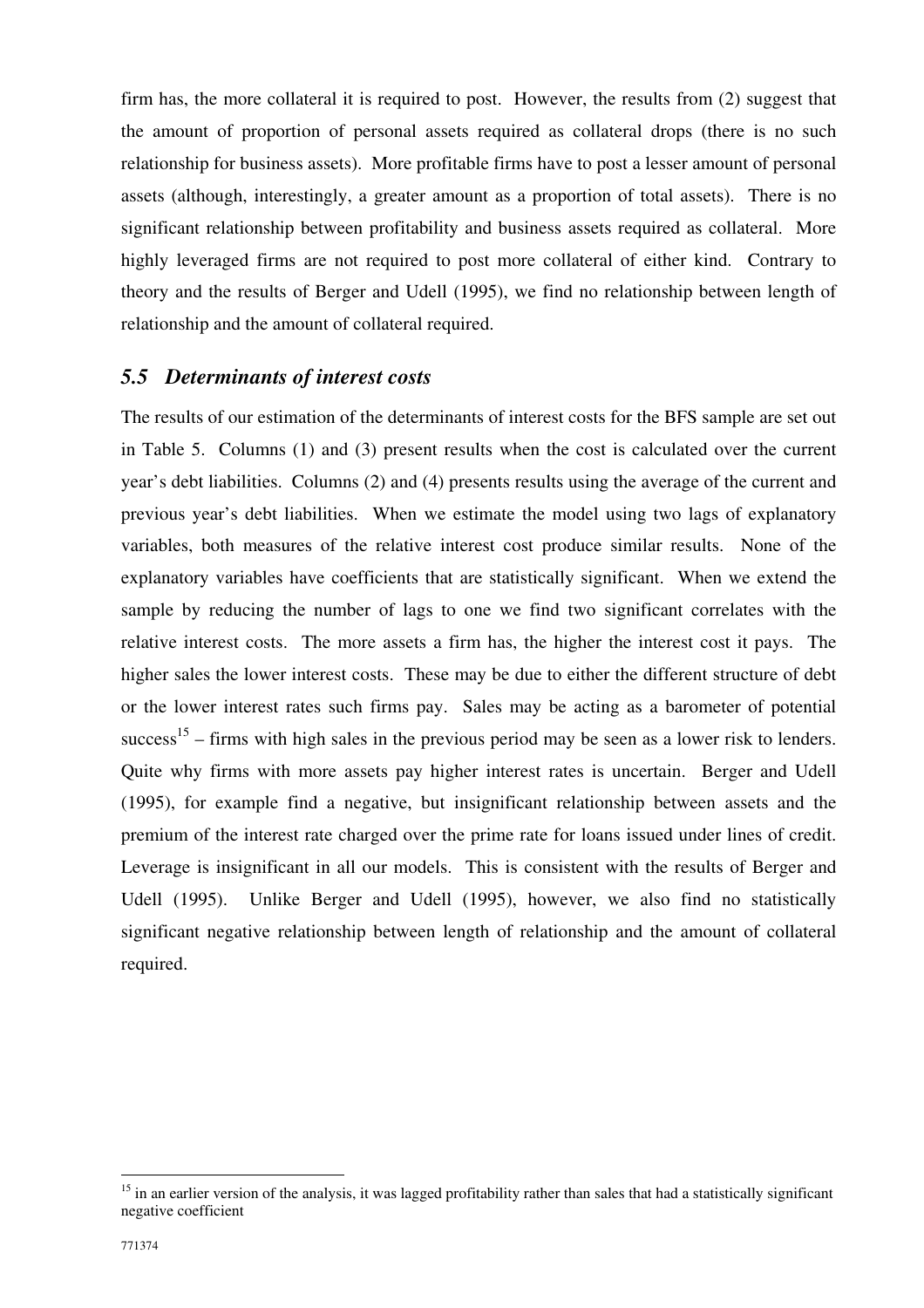firm has, the more collateral it is required to post. However, the results from (2) suggest that the amount of proportion of personal assets required as collateral drops (there is no such relationship for business assets). More profitable firms have to post a lesser amount of personal assets (although, interestingly, a greater amount as a proportion of total assets). There is no significant relationship between profitability and business assets required as collateral. More highly leveraged firms are not required to post more collateral of either kind. Contrary to theory and the results of Berger and Udell (1995), we find no relationship between length of relationship and the amount of collateral required.

### *5.5 Determinants of interest costs*

The results of our estimation of the determinants of interest costs for the BFS sample are set out in Table 5. Columns (1) and (3) present results when the cost is calculated over the current year's debt liabilities. Columns (2) and (4) presents results using the average of the current and previous year's debt liabilities. When we estimate the model using two lags of explanatory variables, both measures of the relative interest cost produce similar results. None of the explanatory variables have coefficients that are statistically significant. When we extend the sample by reducing the number of lags to one we find two significant correlates with the relative interest costs. The more assets a firm has, the higher the interest cost it pays. The higher sales the lower interest costs. These may be due to either the different structure of debt or the lower interest rates such firms pay. Sales may be acting as a barometer of potential success[15] – firms with high sales in the previous period may be seen as a lower risk to lenders. Quite why firms with more assets pay higher interest rates is uncertain. Berger and Udell (1995), for example find a negative, but insignificant relationship between assets and the premium of the interest rate charged over the prime rate for loans issued under lines of credit. Leverage is insignificant in all our models. This is consistent with the results of Berger and Udell (1995). Unlike Berger and Udell (1995), however, we also find no statistically significant negative relationship between length of relationship and the amount of collateral required.

[15] in an earlier version of the analysis, it was lagged profitability rather than sales that had a statistically significant negative coefficient

771374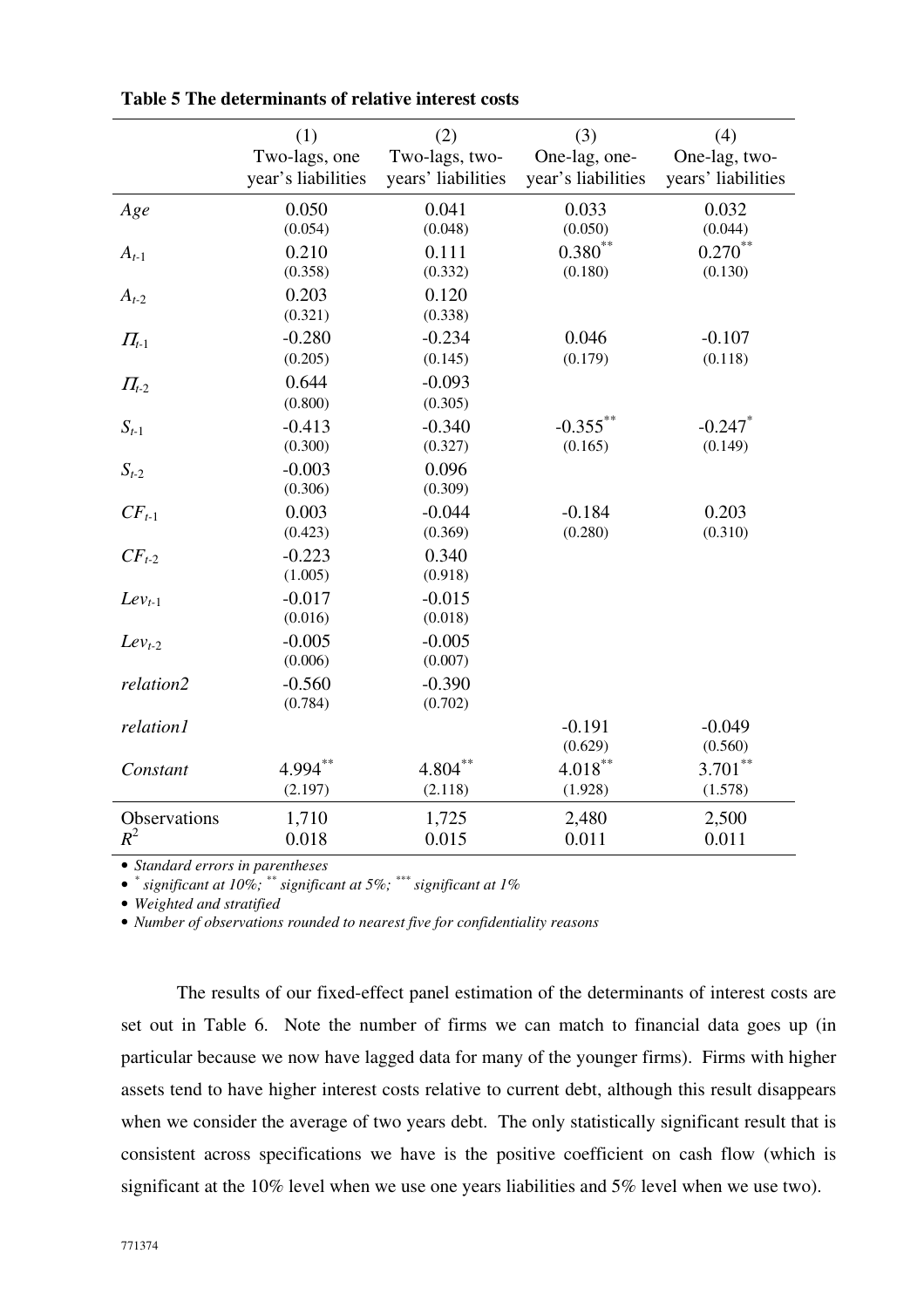**Table 5 The determinants of relative interest costs**

| | (1) Two-lags, one year's liabilities | (2) Two-lags, two-years' liabilities | (3) One-lag, one-year's liabilities | (4) One-lag, two-years' liabilities |
|---|---|---|---|---|
| *Age* | 0.050 | 0.041 | 0.033 | 0.032 |
| | (0.054) | (0.048) | (0.050) | (0.044) |
| $A_{t\text{-}1}$ | 0.210 | 0.111 | $0.380^{**}$ | $0.270^{**}$ |
| | (0.358) | (0.332) | (0.180) | (0.130) |
| $A_{t\text{-}2}$ | 0.203 | 0.120 | | |
| | (0.321) | (0.338) | | |
| $\Pi_{t\text{-}1}$ | -0.280 | -0.234 | 0.046 | -0.107 |
| | (0.205) | (0.145) | (0.179) | (0.118) |
| $\Pi_{t\text{-}2}$ | 0.644 | -0.093 | | |
| | (0.800) | (0.305) | | |
| $S_{t\text{-}1}$ | -0.413 | -0.340 | $-0.355^{**}$ | $-0.247^{*}$ |
| | (0.300) | (0.327) | (0.165) | (0.149) |
| $S_{t\text{-}2}$ | -0.003 | 0.096 | | |
| | (0.306) | (0.309) | | |
| $CF_{t\text{-}1}$ | 0.003 | -0.044 | -0.184 | 0.203 |
| | (0.423) | (0.369) | (0.280) | (0.310) |
| $CF_{t\text{-}2}$ | -0.223 | 0.340 | | |
| | (1.005) | (0.918) | | |
| $Lev_{t\text{-}1}$ | -0.017 | -0.015 | | |
| | (0.016) | (0.018) | | |
| $Lev_{t\text{-}2}$ | -0.005 | -0.005 | | |
| | (0.006) | (0.007) | | |
| *relation2* | -0.560 | -0.390 | | |
| | (0.784) | (0.702) | | |
| *relation1* | | | -0.191 | -0.049 |
| | | | (0.629) | (0.560) |
| *Constant* | $4.994^{**}$ | $4.804^{**}$ | $4.018^{**}$ | $3.701^{**}$ |
| | (2.197) | (2.118) | (1.928) | (1.578) |
| Observations | 1,710 | 1,725 | 2,480 | 2,500 |
| $R^2$ | 0.018 | 0.015 | 0.011 | 0.011 |

- *Standard errors in parentheses*
- $^{*}$ *significant at 10%;* $^{**}$ *significant at 5%;* $^{***}$ *significant at 1%*
- *Weighted and stratified*
- *Number of observations rounded to nearest five for confidentiality reasons*

The results of our fixed-effect panel estimation of the determinants of interest costs are set out in Table 6. Note the number of firms we can match to financial data goes up (in particular because we now have lagged data for many of the younger firms). Firms with higher assets tend to have higher interest costs relative to current debt, although this result disappears when we consider the average of two years debt. The only statistically significant result that is consistent across specifications we have is the positive coefficient on cash flow (which is significant at the 10% level when we use one years liabilities and 5% level when we use two).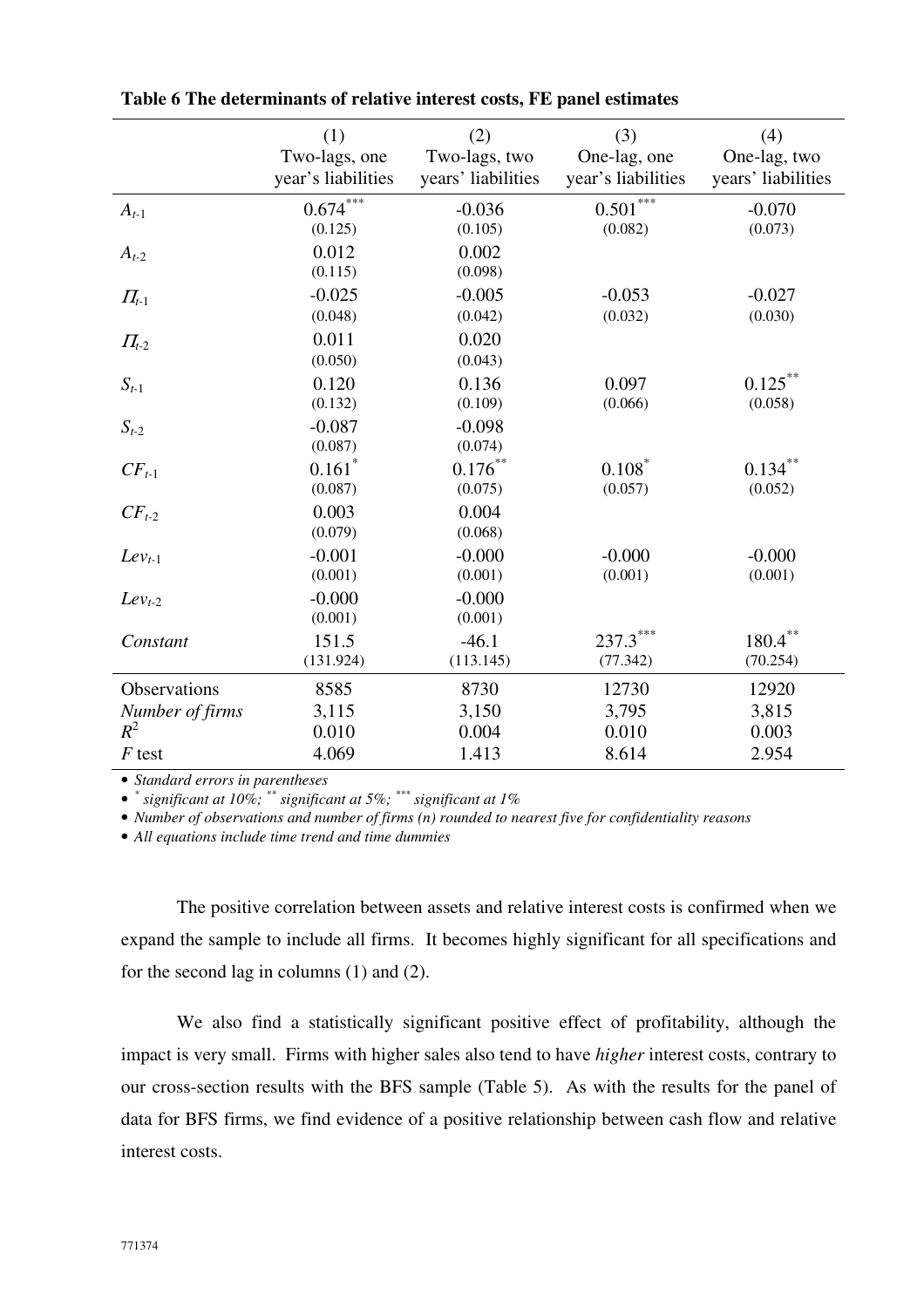**Table 6 The determinants of relative interest costs, FE panel estimates**

| | (1) Two-lags, one year's liabilities | (2) Two-lags, two years' liabilities | (3) One-lag, one year's liabilities | (4) One-lag, two years' liabilities |
|---|---|---|---|---|
| $A_{t-1}$ | $0.674^{***}$ | -0.036 | $0.501^{***}$ | -0.070 |
| | (0.125) | (0.105) | (0.082) | (0.073) |
| $A_{t-2}$ | 0.012 | 0.002 | | |
| | (0.115) | (0.098) | | |
| $\Pi_{t-1}$ | -0.025 | -0.005 | -0.053 | -0.027 |
| | (0.048) | (0.042) | (0.032) | (0.030) |
| $\Pi_{t-2}$ | 0.011 | 0.020 | | |
| | (0.050) | (0.043) | | |
| $S_{t-1}$ | 0.120 | 0.136 | 0.097 | $0.125^{**}$ |
| | (0.132) | (0.109) | (0.066) | (0.058) |
| $S_{t-2}$ | -0.087 | -0.098 | | |
| | (0.087) | (0.074) | | |
| $CF_{t-1}$ | $0.161^{*}$ | $0.176^{**}$ | $0.108^{*}$ | $0.134^{**}$ |
| | (0.087) | (0.075) | (0.057) | (0.052) |
| $CF_{t-2}$ | 0.003 | 0.004 | | |
| | (0.079) | (0.068) | | |
| $Lev_{t-1}$ | -0.001 | -0.000 | -0.000 | -0.000 |
| | (0.001) | (0.001) | (0.001) | (0.001) |
| $Lev_{t-2}$ | -0.000 | -0.000 | | |
| | (0.001) | (0.001) | | |
| *Constant* | 151.5 | -46.1 | $237.3^{***}$ | $180.4^{**}$ |
| | (131.924) | (113.145) | (77.342) | (70.254) |
| Observations | 8585 | 8730 | 12730 | 12920 |
| *Number of firms* | 3,115 | 3,150 | 3,795 | 3,815 |
| $R^2$ | 0.010 | 0.004 | 0.010 | 0.003 |
| $F$ test | 4.069 | 1.413 | 8.614 | 2.954 |

- *Standard errors in parentheses*
- $^{*}$ *significant at 10%;* $^{**}$ *significant at 5%;* $^{***}$ *significant at 1%*
- *Number of observations and number of firms (n) rounded to nearest five for confidentiality reasons*
- *All equations include time trend and time dummies*

The positive correlation between assets and relative interest costs is confirmed when we expand the sample to include all firms. It becomes highly significant for all specifications and for the second lag in columns (1) and (2).

We also find a statistically significant positive effect of profitability, although the impact is very small. Firms with higher sales also tend to have *higher* interest costs, contrary to our cross-section results with the BFS sample (Table 5). As with the results for the panel of data for BFS firms, we find evidence of a positive relationship between cash flow and relative interest costs.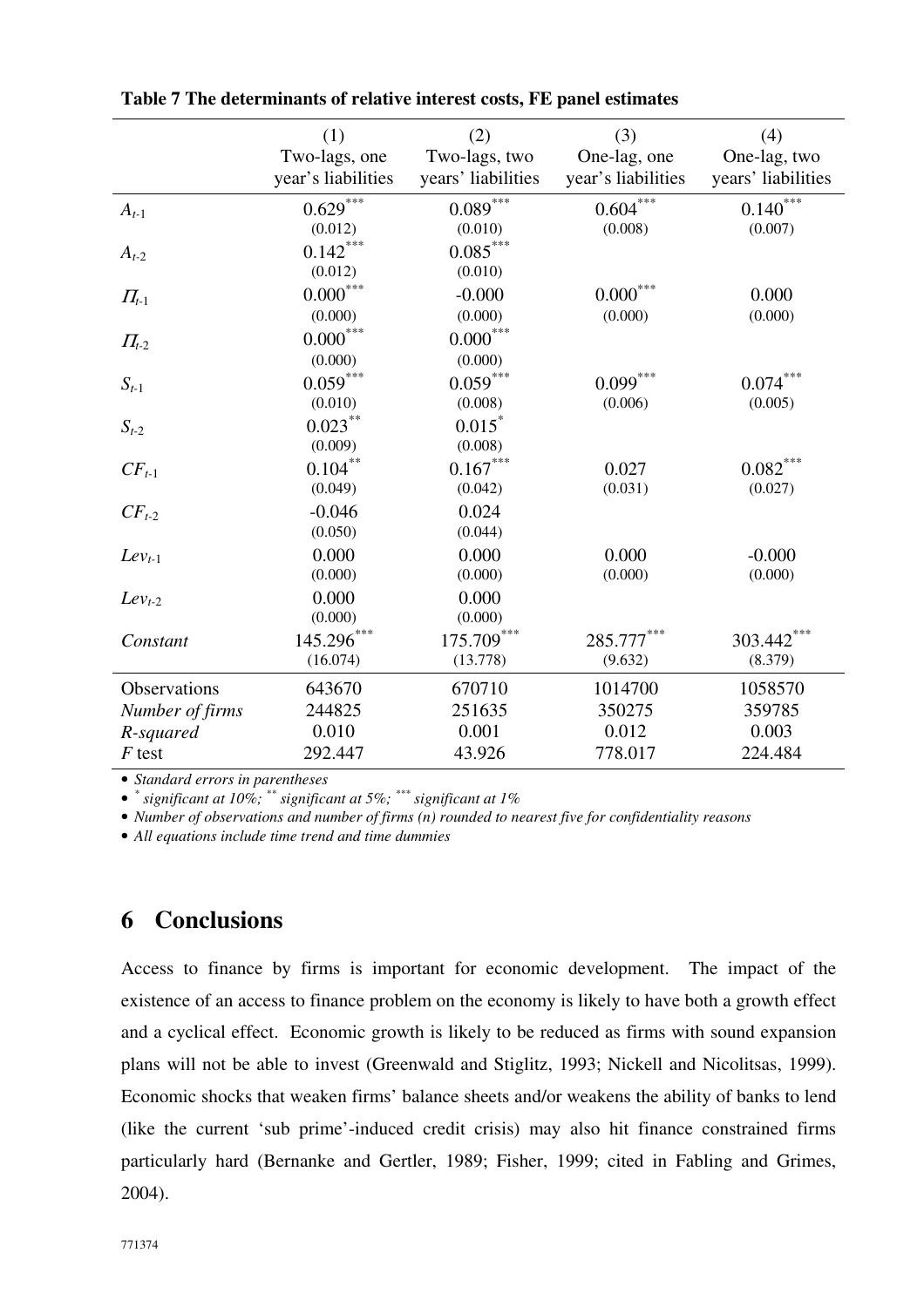**Table 7 The determinants of relative interest costs, FE panel estimates**

| | (1) Two-lags, one year's liabilities | (2) Two-lags, two years' liabilities | (3) One-lag, one year's liabilities | (4) One-lag, two years' liabilities |
|---|---|---|---|---|
| $A_{t\text{-}1}$ | 0.629*** | 0.089*** | 0.604*** | 0.140*** |
| | (0.012) | (0.010) | (0.008) | (0.007) |
| $A_{t\text{-}2}$ | 0.142*** | 0.085*** | | |
| | (0.012) | (0.010) | | |
| $\Pi_{t\text{-}1}$ | 0.000*** | -0.000 | 0.000*** | 0.000 |
| | (0.000) | (0.000) | (0.000) | (0.000) |
| $\Pi_{t\text{-}2}$ | 0.000*** | 0.000*** | | |
| | (0.000) | (0.000) | | |
| $S_{t\text{-}1}$ | 0.059*** | 0.059*** | 0.099*** | 0.074*** |
| | (0.010) | (0.008) | (0.006) | (0.005) |
| $S_{t\text{-}2}$ | 0.023** | 0.015* | | |
| | (0.009) | (0.008) | | |
| $CF_{t\text{-}1}$ | 0.104** | 0.167*** | 0.027 | 0.082*** |
| | (0.049) | (0.042) | (0.031) | (0.027) |
| $CF_{t\text{-}2}$ | -0.046 | 0.024 | | |
| | (0.050) | (0.044) | | |
| $Lev_{t\text{-}1}$ | 0.000 | 0.000 | 0.000 | -0.000 |
| | (0.000) | (0.000) | (0.000) | (0.000) |
| $Lev_{t\text{-}2}$ | 0.000 | 0.000 | | |
| | (0.000) | (0.000) | | |
| *Constant* | 145.296*** | 175.709*** | 285.777*** | 303.442*** |
| | (16.074) | (13.778) | (9.632) | (8.379) |
| Observations | 643670 | 670710 | 1014700 | 1058570 |
| *Number of firms* | 244825 | 251635 | 350275 | 359785 |
| *R-squared* | 0.010 | 0.001 | 0.012 | 0.003 |
| *F* test | 292.447 | 43.926 | 778.017 | 224.484 |

- *Standard errors in parentheses*
- * *significant at 10%;* ** *significant at 5%;* *** *significant at 1%*
- *Number of observations and number of firms (n) rounded to nearest five for confidentiality reasons*
- *All equations include time trend and time dummies*

## 6 Conclusions

Access to finance by firms is important for economic development. The impact of the existence of an access to finance problem on the economy is likely to have both a growth effect and a cyclical effect. Economic growth is likely to be reduced as firms with sound expansion plans will not be able to invest (Greenwald and Stiglitz, 1993; Nickell and Nicolitsas, 1999). Economic shocks that weaken firms' balance sheets and/or weakens the ability of banks to lend (like the current 'sub prime'-induced credit crisis) may also hit finance constrained firms particularly hard (Bernanke and Gertler, 1989; Fisher, 1999; cited in Fabling and Grimes, 2004).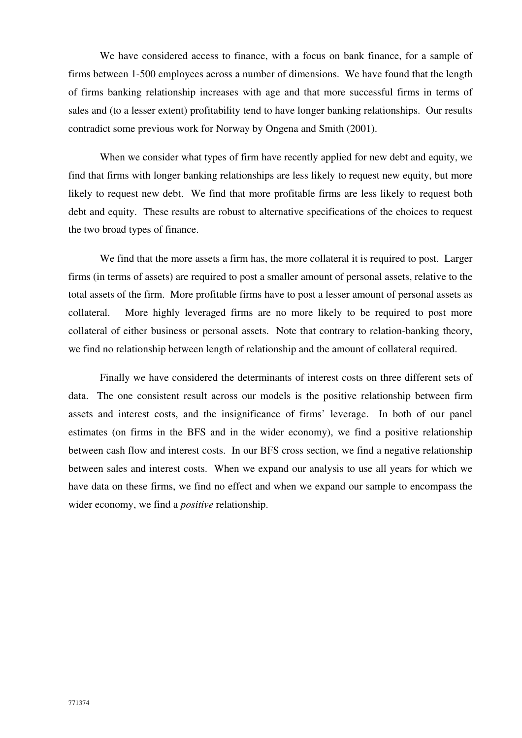We have considered access to finance, with a focus on bank finance, for a sample of firms between 1-500 employees across a number of dimensions. We have found that the length of firms banking relationship increases with age and that more successful firms in terms of sales and (to a lesser extent) profitability tend to have longer banking relationships. Our results contradict some previous work for Norway by Ongena and Smith (2001).

When we consider what types of firm have recently applied for new debt and equity, we find that firms with longer banking relationships are less likely to request new equity, but more likely to request new debt. We find that more profitable firms are less likely to request both debt and equity. These results are robust to alternative specifications of the choices to request the two broad types of finance.

We find that the more assets a firm has, the more collateral it is required to post. Larger firms (in terms of assets) are required to post a smaller amount of personal assets, relative to the total assets of the firm. More profitable firms have to post a lesser amount of personal assets as collateral. More highly leveraged firms are no more likely to be required to post more collateral of either business or personal assets. Note that contrary to relation-banking theory, we find no relationship between length of relationship and the amount of collateral required.

Finally we have considered the determinants of interest costs on three different sets of data. The one consistent result across our models is the positive relationship between firm assets and interest costs, and the insignificance of firms' leverage. In both of our panel estimates (on firms in the BFS and in the wider economy), we find a positive relationship between cash flow and interest costs. In our BFS cross section, we find a negative relationship between sales and interest costs. When we expand our analysis to use all years for which we have data on these firms, we find no effect and when we expand our sample to encompass the wider economy, we find a *positive* relationship.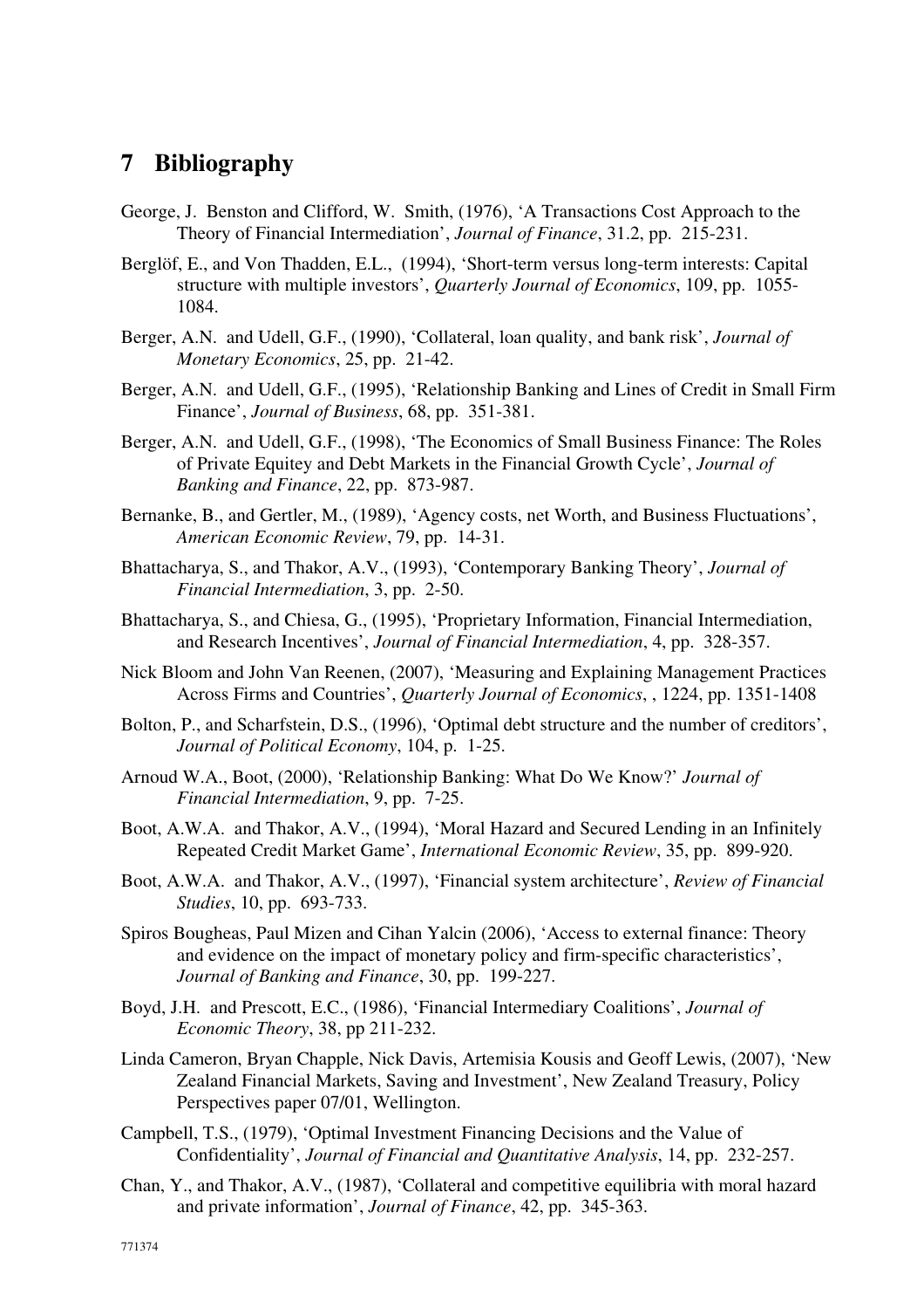# 7 Bibliography

George, J. Benston and Clifford, W. Smith, (1976), 'A Transactions Cost Approach to the Theory of Financial Intermediation', *Journal of Finance*, 31.2, pp. 215-231.

Berglöf, E., and Von Thadden, E.L., (1994), 'Short-term versus long-term interests: Capital structure with multiple investors', *Quarterly Journal of Economics*, 109, pp. 1055-1084.

Berger, A.N. and Udell, G.F., (1990), 'Collateral, loan quality, and bank risk', *Journal of Monetary Economics*, 25, pp. 21-42.

Berger, A.N. and Udell, G.F., (1995), 'Relationship Banking and Lines of Credit in Small Firm Finance', *Journal of Business*, 68, pp. 351-381.

Berger, A.N. and Udell, G.F., (1998), 'The Economics of Small Business Finance: The Roles of Private Equitey and Debt Markets in the Financial Growth Cycle', *Journal of Banking and Finance*, 22, pp. 873-987.

Bernanke, B., and Gertler, M., (1989), 'Agency costs, net Worth, and Business Fluctuations', *American Economic Review*, 79, pp. 14-31.

Bhattacharya, S., and Thakor, A.V., (1993), 'Contemporary Banking Theory', *Journal of Financial Intermediation*, 3, pp. 2-50.

Bhattacharya, S., and Chiesa, G., (1995), 'Proprietary Information, Financial Intermediation, and Research Incentives', *Journal of Financial Intermediation*, 4, pp. 328-357.

Nick Bloom and John Van Reenen, (2007), 'Measuring and Explaining Management Practices Across Firms and Countries', *Quarterly Journal of Economics*, , 1224, pp. 1351-1408

Bolton, P., and Scharfstein, D.S., (1996), 'Optimal debt structure and the number of creditors', *Journal of Political Economy*, 104, p. 1-25.

Arnoud W.A., Boot, (2000), 'Relationship Banking: What Do We Know?' *Journal of Financial Intermediation*, 9, pp. 7-25.

Boot, A.W.A. and Thakor, A.V., (1994), 'Moral Hazard and Secured Lending in an Infinitely Repeated Credit Market Game', *International Economic Review*, 35, pp. 899-920.

Boot, A.W.A. and Thakor, A.V., (1997), 'Financial system architecture', *Review of Financial Studies*, 10, pp. 693-733.

Spiros Bougheas, Paul Mizen and Cihan Yalcin (2006), 'Access to external finance: Theory and evidence on the impact of monetary policy and firm-specific characteristics', *Journal of Banking and Finance*, 30, pp. 199-227.

Boyd, J.H. and Prescott, E.C., (1986), 'Financial Intermediary Coalitions', *Journal of Economic Theory*, 38, pp 211-232.

Linda Cameron, Bryan Chapple, Nick Davis, Artemisia Kousis and Geoff Lewis, (2007), 'New Zealand Financial Markets, Saving and Investment', New Zealand Treasury, Policy Perspectives paper 07/01, Wellington.

Campbell, T.S., (1979), 'Optimal Investment Financing Decisions and the Value of Confidentiality', *Journal of Financial and Quantitative Analysis*, 14, pp. 232-257.

Chan, Y., and Thakor, A.V., (1987), 'Collateral and competitive equilibria with moral hazard and private information', *Journal of Finance*, 42, pp. 345-363.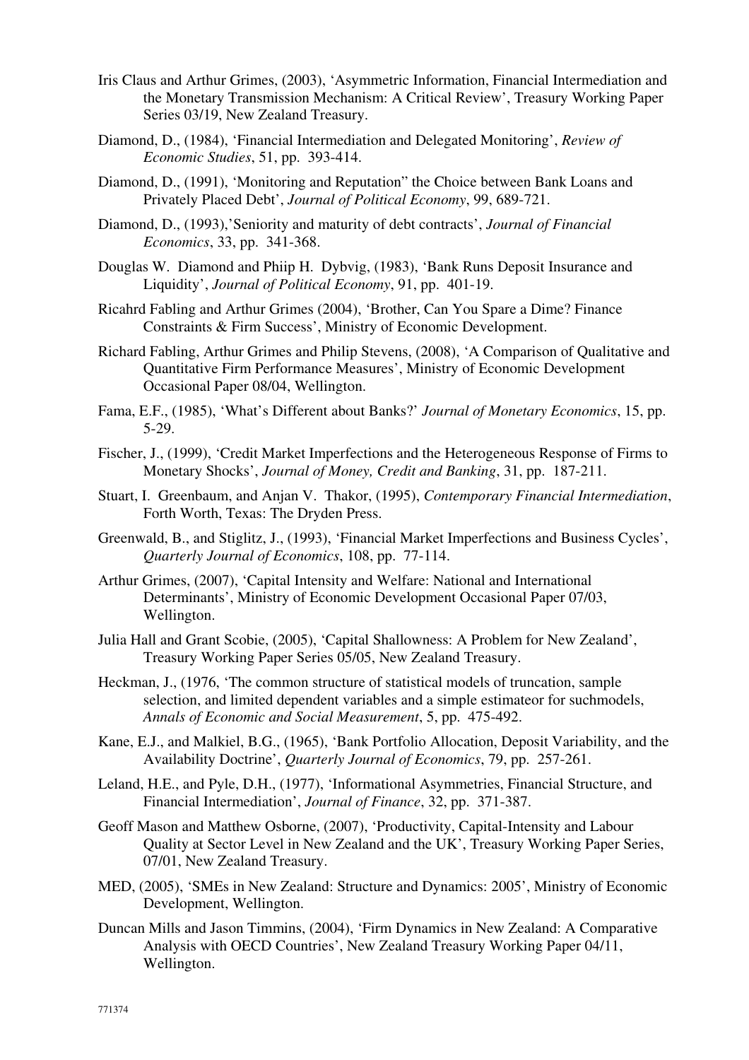Iris Claus and Arthur Grimes, (2003), 'Asymmetric Information, Financial Intermediation and the Monetary Transmission Mechanism: A Critical Review', Treasury Working Paper Series 03/19, New Zealand Treasury.

Diamond, D., (1984), 'Financial Intermediation and Delegated Monitoring', *Review of Economic Studies*, 51, pp. 393-414.

Diamond, D., (1991), 'Monitoring and Reputation" the Choice between Bank Loans and Privately Placed Debt', *Journal of Political Economy*, 99, 689-721.

Diamond, D., (1993),'Seniority and maturity of debt contracts', *Journal of Financial Economics*, 33, pp. 341-368.

Douglas W. Diamond and Phiip H. Dybvig, (1983), 'Bank Runs Deposit Insurance and Liquidity', *Journal of Political Economy*, 91, pp. 401-19.

Ricahrd Fabling and Arthur Grimes (2004), 'Brother, Can You Spare a Dime? Finance Constraints & Firm Success', Ministry of Economic Development.

Richard Fabling, Arthur Grimes and Philip Stevens, (2008), 'A Comparison of Qualitative and Quantitative Firm Performance Measures', Ministry of Economic Development Occasional Paper 08/04, Wellington.

Fama, E.F., (1985), 'What's Different about Banks?' *Journal of Monetary Economics*, 15, pp. 5-29.

Fischer, J., (1999), 'Credit Market Imperfections and the Heterogeneous Response of Firms to Monetary Shocks', *Journal of Money, Credit and Banking*, 31, pp. 187-211.

Stuart, I. Greenbaum, and Anjan V. Thakor, (1995), *Contemporary Financial Intermediation*, Forth Worth, Texas: The Dryden Press.

Greenwald, B., and Stiglitz, J., (1993), 'Financial Market Imperfections and Business Cycles', *Quarterly Journal of Economics*, 108, pp. 77-114.

Arthur Grimes, (2007), 'Capital Intensity and Welfare: National and International Determinants', Ministry of Economic Development Occasional Paper 07/03, Wellington.

Julia Hall and Grant Scobie, (2005), 'Capital Shallowness: A Problem for New Zealand', Treasury Working Paper Series 05/05, New Zealand Treasury.

Heckman, J., (1976, 'The common structure of statistical models of truncation, sample selection, and limited dependent variables and a simple estimateor for suchmodels, *Annals of Economic and Social Measurement*, 5, pp. 475-492.

Kane, E.J., and Malkiel, B.G., (1965), 'Bank Portfolio Allocation, Deposit Variability, and the Availability Doctrine', *Quarterly Journal of Economics*, 79, pp. 257-261.

Leland, H.E., and Pyle, D.H., (1977), 'Informational Asymmetries, Financial Structure, and Financial Intermediation', *Journal of Finance*, 32, pp. 371-387.

Geoff Mason and Matthew Osborne, (2007), 'Productivity, Capital-Intensity and Labour Quality at Sector Level in New Zealand and the UK', Treasury Working Paper Series, 07/01, New Zealand Treasury.

MED, (2005), 'SMEs in New Zealand: Structure and Dynamics: 2005', Ministry of Economic Development, Wellington.

Duncan Mills and Jason Timmins, (2004), 'Firm Dynamics in New Zealand: A Comparative Analysis with OECD Countries', New Zealand Treasury Working Paper 04/11, Wellington.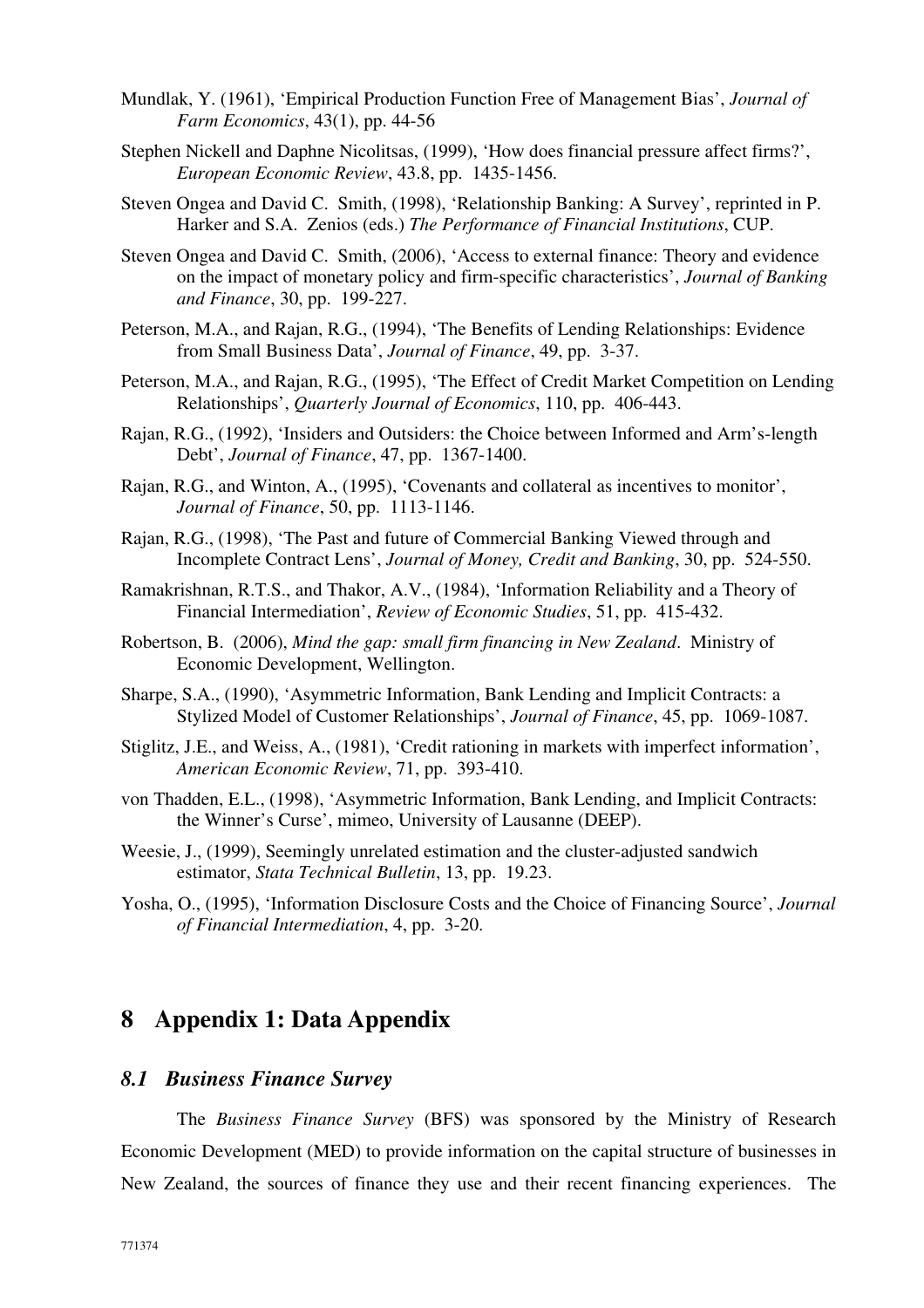Mundlak, Y. (1961), 'Empirical Production Function Free of Management Bias', *Journal of Farm Economics*, 43(1), pp. 44-56

Stephen Nickell and Daphne Nicolitsas, (1999), 'How does financial pressure affect firms?', *European Economic Review*, 43.8, pp. 1435-1456.

Steven Ongea and David C. Smith, (1998), 'Relationship Banking: A Survey', reprinted in P. Harker and S.A. Zenios (eds.) *The Performance of Financial Institutions*, CUP.

Steven Ongea and David C. Smith, (2006), 'Access to external finance: Theory and evidence on the impact of monetary policy and firm-specific characteristics', *Journal of Banking and Finance*, 30, pp. 199-227.

Peterson, M.A., and Rajan, R.G., (1994), 'The Benefits of Lending Relationships: Evidence from Small Business Data', *Journal of Finance*, 49, pp. 3-37.

Peterson, M.A., and Rajan, R.G., (1995), 'The Effect of Credit Market Competition on Lending Relationships', *Quarterly Journal of Economics*, 110, pp. 406-443.

Rajan, R.G., (1992), 'Insiders and Outsiders: the Choice between Informed and Arm's-length Debt', *Journal of Finance*, 47, pp. 1367-1400.

Rajan, R.G., and Winton, A., (1995), 'Covenants and collateral as incentives to monitor', *Journal of Finance*, 50, pp. 1113-1146.

Rajan, R.G., (1998), 'The Past and future of Commercial Banking Viewed through and Incomplete Contract Lens', *Journal of Money, Credit and Banking*, 30, pp. 524-550.

Ramakrishnan, R.T.S., and Thakor, A.V., (1984), 'Information Reliability and a Theory of Financial Intermediation', *Review of Economic Studies*, 51, pp. 415-432.

Robertson, B. (2006), *Mind the gap: small firm financing in New Zealand*. Ministry of Economic Development, Wellington.

Sharpe, S.A., (1990), 'Asymmetric Information, Bank Lending and Implicit Contracts: a Stylized Model of Customer Relationships', *Journal of Finance*, 45, pp. 1069-1087.

Stiglitz, J.E., and Weiss, A., (1981), 'Credit rationing in markets with imperfect information', *American Economic Review*, 71, pp. 393-410.

von Thadden, E.L., (1998), 'Asymmetric Information, Bank Lending, and Implicit Contracts: the Winner's Curse', mimeo, University of Lausanne (DEEP).

Weesie, J., (1999), Seemingly unrelated estimation and the cluster-adjusted sandwich estimator, *Stata Technical Bulletin*, 13, pp. 19.23.

Yosha, O., (1995), 'Information Disclosure Costs and the Choice of Financing Source', *Journal of Financial Intermediation*, 4, pp. 3-20.

# 8 Appendix 1: Data Appendix

## *8.1 Business Finance Survey*

The *Business Finance Survey* (BFS) was sponsored by the Ministry of Research Economic Development (MED) to provide information on the capital structure of businesses in New Zealand, the sources of finance they use and their recent financing experiences. The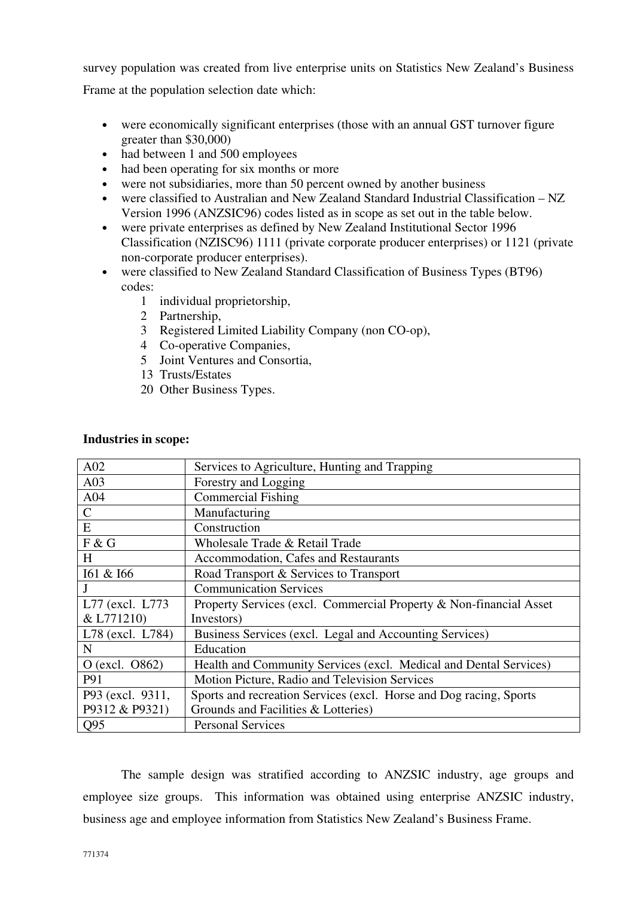survey population was created from live enterprise units on Statistics New Zealand's Business Frame at the population selection date which:

- were economically significant enterprises (those with an annual GST turnover figure greater than $30,000)
- had between 1 and 500 employees
- had been operating for six months or more
- were not subsidiaries, more than 50 percent owned by another business
- were classified to Australian and New Zealand Standard Industrial Classification – NZ Version 1996 (ANZSIC96) codes listed as in scope as set out in the table below.
- were private enterprises as defined by New Zealand Institutional Sector 1996 Classification (NZISC96) 1111 (private corporate producer enterprises) or 1121 (private non-corporate producer enterprises).
- were classified to New Zealand Standard Classification of Business Types (BT96) codes:
    - 1 individual proprietorship,
    - 2 Partnership,
    - 3 Registered Limited Liability Company (non CO-op),
    - 4 Co-operative Companies,
    - 5 Joint Ventures and Consortia,
    - 13 Trusts/Estates
    - 20 Other Business Types.

**Industries in scope:**

| | |
|---|---|
| A02 | Services to Agriculture, Hunting and Trapping |
| A03 | Forestry and Logging |
| A04 | Commercial Fishing |
| C | Manufacturing |
| E | Construction |
| F & G | Wholesale Trade & Retail Trade |
| H | Accommodation, Cafes and Restaurants |
| I61 & I66 | Road Transport & Services to Transport |
| J | Communication Services |
| L77 (excl. L773 & L771210) | Property Services (excl. Commercial Property & Non-financial Asset Investors) |
| L78 (excl. L784) | Business Services (excl. Legal and Accounting Services) |
| N | Education |
| O (excl. O862) | Health and Community Services (excl. Medical and Dental Services) |
| P91 | Motion Picture, Radio and Television Services |
| P93 (excl. 9311, P9312 & P9321) | Sports and recreation Services (excl. Horse and Dog racing, Sports Grounds and Facilities & Lotteries) |
| Q95 | Personal Services |

The sample design was stratified according to ANZSIC industry, age groups and employee size groups. This information was obtained using enterprise ANZSIC industry, business age and employee information from Statistics New Zealand's Business Frame.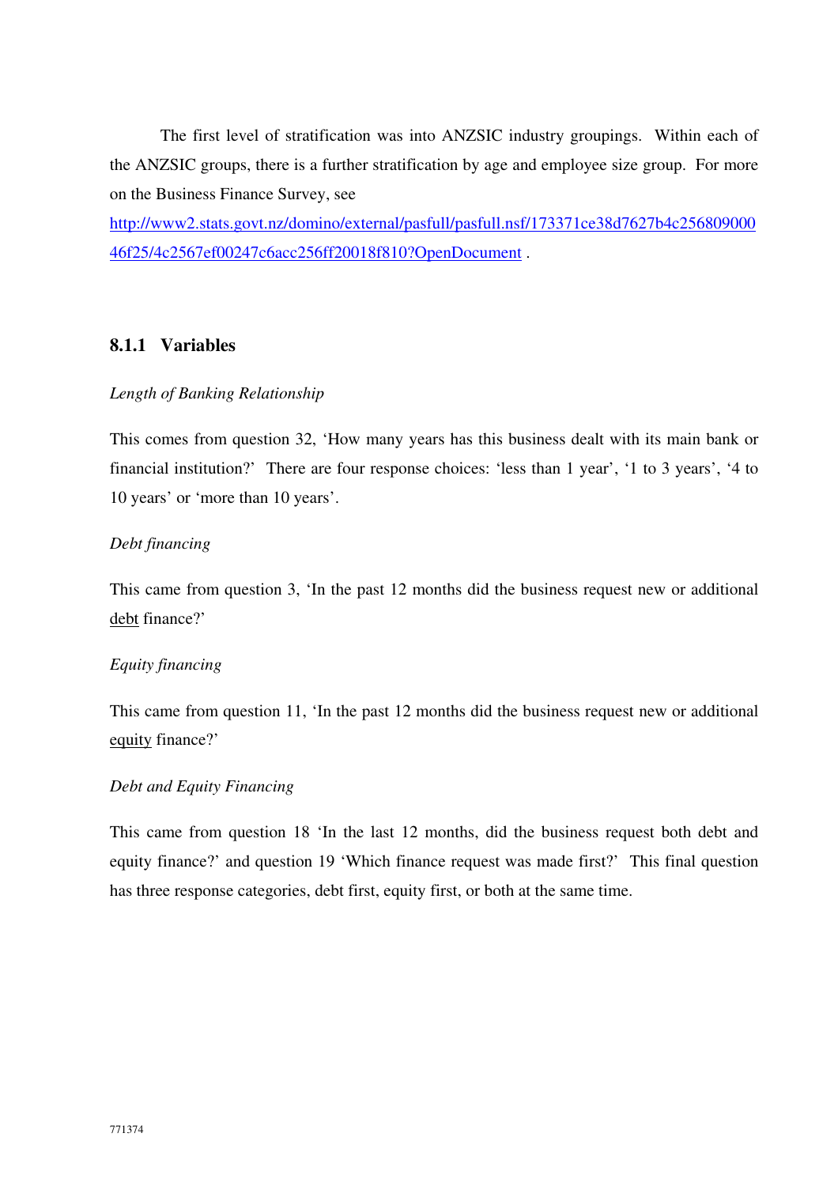The first level of stratification was into ANZSIC industry groupings. Within each of the ANZSIC groups, there is a further stratification by age and employee size group. For more on the Business Finance Survey, see http://www2.stats.govt.nz/domino/external/pasfull/pasfull.nsf/173371ce38d7627b4c25680900046f25/4c2567ef00247c6acc256ff20018f810?OpenDocument .

### 8.1.1 Variables

*Length of Banking Relationship*

This comes from question 32, 'How many years has this business dealt with its main bank or financial institution?' There are four response choices: 'less than 1 year', '1 to 3 years', '4 to 10 years' or 'more than 10 years'.

*Debt financing*

This came from question 3, 'In the past 12 months did the business request new or additional debt finance?'

*Equity financing*

This came from question 11, 'In the past 12 months did the business request new or additional equity finance?'

*Debt and Equity Financing*

This came from question 18 'In the last 12 months, did the business request both debt and equity finance?' and question 19 'Which finance request was made first?' This final question has three response categories, debt first, equity first, or both at the same time.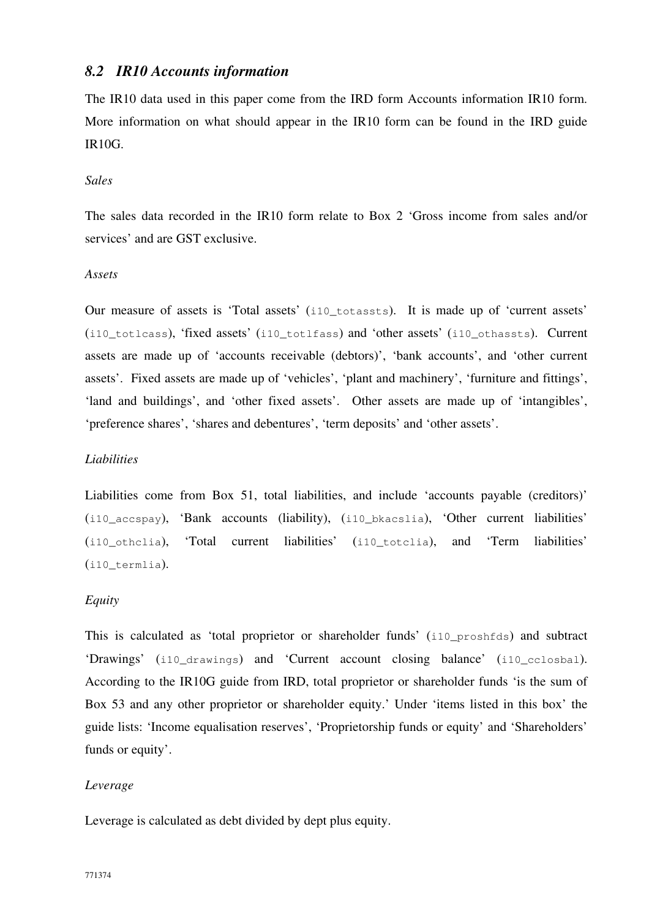## *8.2 IR10 Accounts information*

The IR10 data used in this paper come from the IRD form Accounts information IR10 form. More information on what should appear in the IR10 form can be found in the IRD guide IR10G.

*Sales*

The sales data recorded in the IR10 form relate to Box 2 'Gross income from sales and/or services' and are GST exclusive.

*Assets*

Our measure of assets is 'Total assets' (`i10_totassts`). It is made up of 'current assets' (`i10_totlcass`), 'fixed assets' (`i10_totlfass`) and 'other assets' (`i10_othassts`). Current assets are made up of 'accounts receivable (debtors)', 'bank accounts', and 'other current assets'. Fixed assets are made up of 'vehicles', 'plant and machinery', 'furniture and fittings', 'land and buildings', and 'other fixed assets'. Other assets are made up of 'intangibles', 'preference shares', 'shares and debentures', 'term deposits' and 'other assets'.

*Liabilities*

Liabilities come from Box 51, total liabilities, and include 'accounts payable (creditors)' (`i10_accspay`), 'Bank accounts (liability), (`i10_bkacslia`), 'Other current liabilities' (`i10_othclia`), 'Total current liabilities' (`i10_totclia`), and 'Term liabilities' (`i10_termlia`).

*Equity*

This is calculated as 'total proprietor or shareholder funds' (`i10_proshfds`) and subtract 'Drawings' (`i10_drawings`) and 'Current account closing balance' (`i10_cclosbal`). According to the IR10G guide from IRD, total proprietor or shareholder funds 'is the sum of Box 53 and any other proprietor or shareholder equity.' Under 'items listed in this box' the guide lists: 'Income equalisation reserves', 'Proprietorship funds or equity' and 'Shareholders' funds or equity'.

*Leverage*

Leverage is calculated as debt divided by dept plus equity.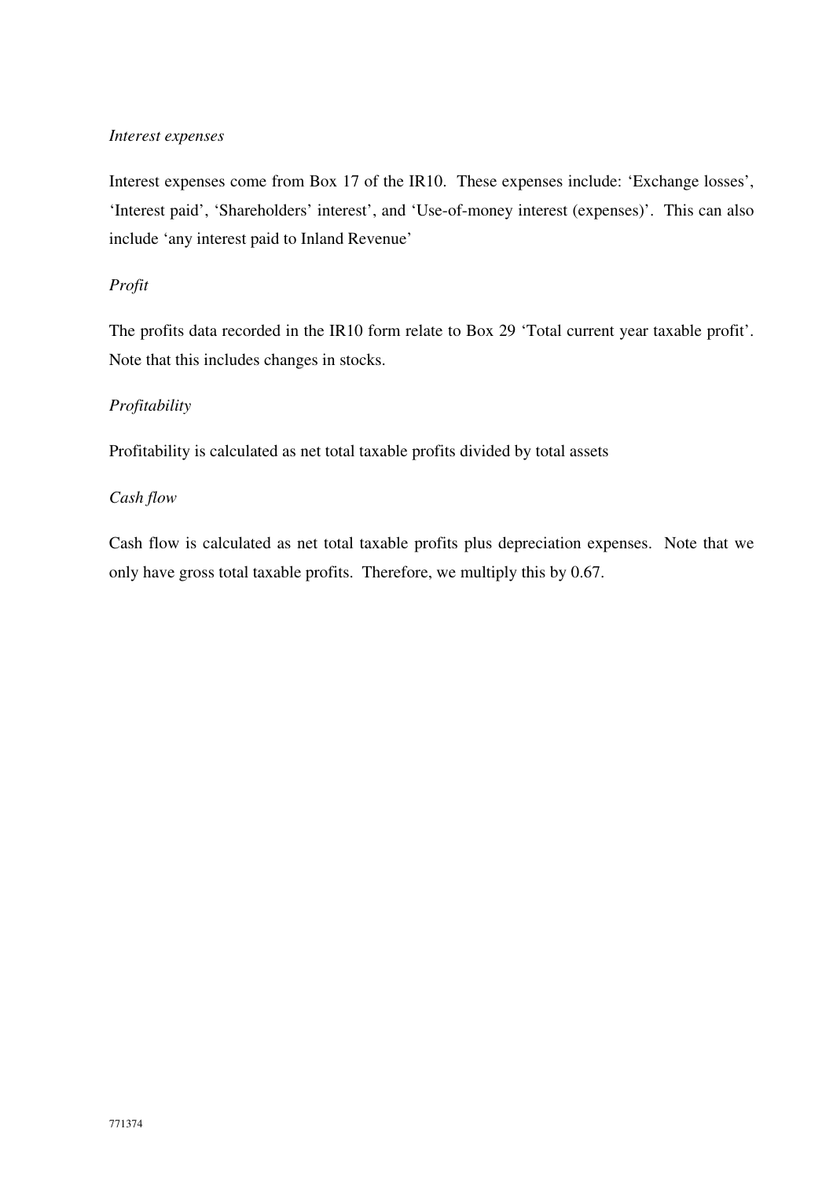*Interest expenses*

Interest expenses come from Box 17 of the IR10. These expenses include: 'Exchange losses', 'Interest paid', 'Shareholders' interest', and 'Use-of-money interest (expenses)'. This can also include 'any interest paid to Inland Revenue'

*Profit*

The profits data recorded in the IR10 form relate to Box 29 'Total current year taxable profit'. Note that this includes changes in stocks.

*Profitability*

Profitability is calculated as net total taxable profits divided by total assets

*Cash flow*

Cash flow is calculated as net total taxable profits plus depreciation expenses. Note that we only have gross total taxable profits. Therefore, we multiply this by 0.67.

771374